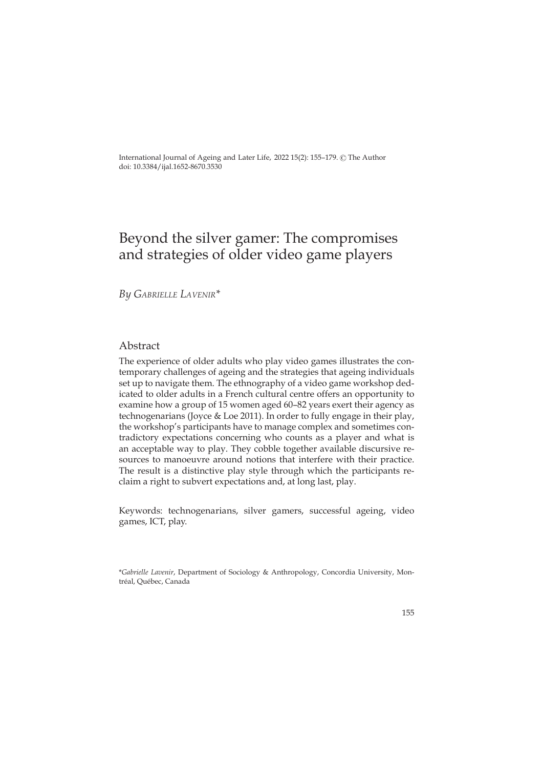International Journal of Ageing and Later Life, 2022 15(2): 155–179. © The Author
doi: 10.3384/ijal.1652-8670.3530

# Beyond the silver gamer: The compromises and strategies of older video game players

*By* Gabrielle Lavenir*

## Abstract

The experience of older adults who play video games illustrates the contemporary challenges of ageing and the strategies that ageing individuals set up to navigate them. The ethnography of a video game workshop dedicated to older adults in a French cultural centre offers an opportunity to examine how a group of 15 women aged 60–82 years exert their agency as technogenarians (Joyce & Loe 2011). In order to fully engage in their play, the workshop's participants have to manage complex and sometimes contradictory expectations concerning who counts as a player and what is an acceptable way to play. They cobble together available discursive resources to manoeuvre around notions that interfere with their practice. The result is a distinctive play style through which the participants reclaim a right to subvert expectations and, at long last, play.

Keywords: technogenarians, silver gamers, successful ageing, video games, ICT, play.

*\*Gabrielle Lavenir*, Department of Sociology & Anthropology, Concordia University, Montréal, Québec, Canada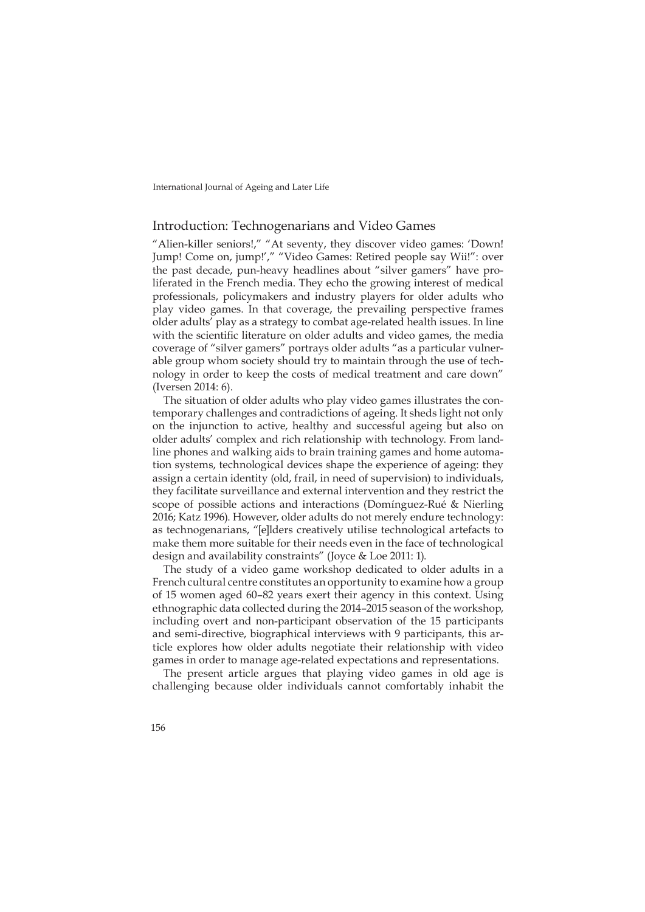## Introduction: Technogenarians and Video Games

"Alien-killer seniors!," "At seventy, they discover video games: 'Down! Jump! Come on, jump!'," "Video Games: Retired people say Wii!": over the past decade, pun-heavy headlines about "silver gamers" have proliferated in the French media. They echo the growing interest of medical professionals, policymakers and industry players for older adults who play video games. In that coverage, the prevailing perspective frames older adults' play as a strategy to combat age-related health issues. In line with the scientific literature on older adults and video games, the media coverage of "silver gamers" portrays older adults "as a particular vulnerable group whom society should try to maintain through the use of technology in order to keep the costs of medical treatment and care down" (Iversen 2014: 6).

The situation of older adults who play video games illustrates the contemporary challenges and contradictions of ageing. It sheds light not only on the injunction to active, healthy and successful ageing but also on older adults' complex and rich relationship with technology. From landline phones and walking aids to brain training games and home automation systems, technological devices shape the experience of ageing: they assign a certain identity (old, frail, in need of supervision) to individuals, they facilitate surveillance and external intervention and they restrict the scope of possible actions and interactions (Domínguez-Rué & Nierling 2016; Katz 1996). However, older adults do not merely endure technology: as technogenarians, "[e]lders creatively utilise technological artefacts to make them more suitable for their needs even in the face of technological design and availability constraints" (Joyce & Loe 2011: 1).

The study of a video game workshop dedicated to older adults in a French cultural centre constitutes an opportunity to examine how a group of 15 women aged 60–82 years exert their agency in this context. Using ethnographic data collected during the 2014–2015 season of the workshop, including overt and non-participant observation of the 15 participants and semi-directive, biographical interviews with 9 participants, this article explores how older adults negotiate their relationship with video games in order to manage age-related expectations and representations.

The present article argues that playing video games in old age is challenging because older individuals cannot comfortably inhabit the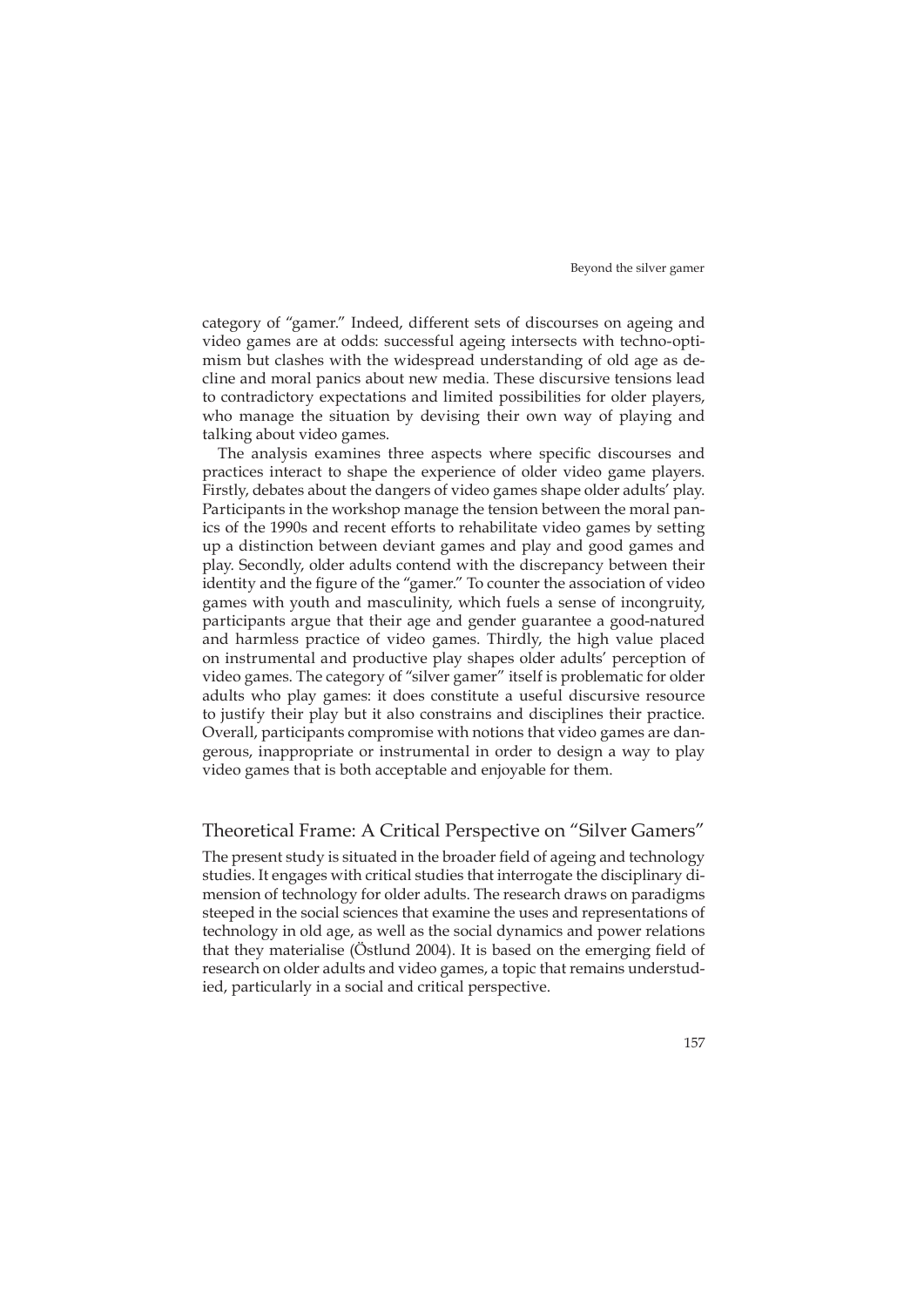category of "gamer." Indeed, different sets of discourses on ageing and video games are at odds: successful ageing intersects with techno-optimism but clashes with the widespread understanding of old age as decline and moral panics about new media. These discursive tensions lead to contradictory expectations and limited possibilities for older players, who manage the situation by devising their own way of playing and talking about video games.

The analysis examines three aspects where specific discourses and practices interact to shape the experience of older video game players. Firstly, debates about the dangers of video games shape older adults' play. Participants in the workshop manage the tension between the moral panics of the 1990s and recent efforts to rehabilitate video games by setting up a distinction between deviant games and play and good games and play. Secondly, older adults contend with the discrepancy between their identity and the figure of the "gamer." To counter the association of video games with youth and masculinity, which fuels a sense of incongruity, participants argue that their age and gender guarantee a good-natured and harmless practice of video games. Thirdly, the high value placed on instrumental and productive play shapes older adults' perception of video games. The category of "silver gamer" itself is problematic for older adults who play games: it does constitute a useful discursive resource to justify their play but it also constrains and disciplines their practice. Overall, participants compromise with notions that video games are dangerous, inappropriate or instrumental in order to design a way to play video games that is both acceptable and enjoyable for them.

## Theoretical Frame: A Critical Perspective on "Silver Gamers"

The present study is situated in the broader field of ageing and technology studies. It engages with critical studies that interrogate the disciplinary dimension of technology for older adults. The research draws on paradigms steeped in the social sciences that examine the uses and representations of technology in old age, as well as the social dynamics and power relations that they materialise (Östlund 2004). It is based on the emerging field of research on older adults and video games, a topic that remains understudied, particularly in a social and critical perspective.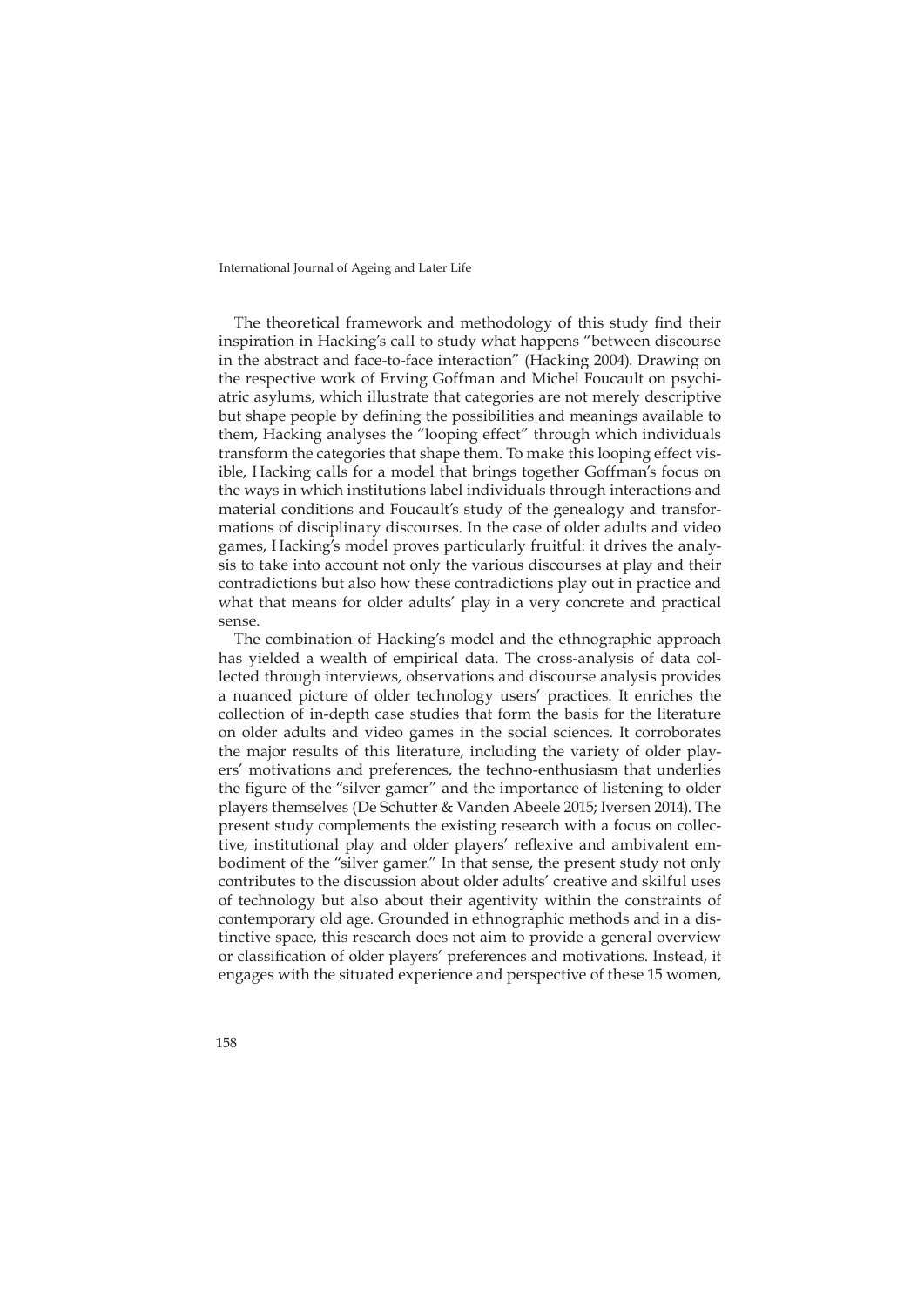The theoretical framework and methodology of this study find their inspiration in Hacking's call to study what happens "between discourse in the abstract and face-to-face interaction" (Hacking 2004). Drawing on the respective work of Erving Goffman and Michel Foucault on psychiatric asylums, which illustrate that categories are not merely descriptive but shape people by defining the possibilities and meanings available to them, Hacking analyses the "looping effect" through which individuals transform the categories that shape them. To make this looping effect visible, Hacking calls for a model that brings together Goffman's focus on the ways in which institutions label individuals through interactions and material conditions and Foucault's study of the genealogy and transformations of disciplinary discourses. In the case of older adults and video games, Hacking's model proves particularly fruitful: it drives the analysis to take into account not only the various discourses at play and their contradictions but also how these contradictions play out in practice and what that means for older adults' play in a very concrete and practical sense.

The combination of Hacking's model and the ethnographic approach has yielded a wealth of empirical data. The cross-analysis of data collected through interviews, observations and discourse analysis provides a nuanced picture of older technology users' practices. It enriches the collection of in-depth case studies that form the basis for the literature on older adults and video games in the social sciences. It corroborates the major results of this literature, including the variety of older players' motivations and preferences, the techno-enthusiasm that underlies the figure of the "silver gamer" and the importance of listening to older players themselves (De Schutter & Vanden Abeele 2015; Iversen 2014). The present study complements the existing research with a focus on collective, institutional play and older players' reflexive and ambivalent embodiment of the "silver gamer." In that sense, the present study not only contributes to the discussion about older adults' creative and skilful uses of technology but also about their agentivity within the constraints of contemporary old age. Grounded in ethnographic methods and in a distinctive space, this research does not aim to provide a general overview or classification of older players' preferences and motivations. Instead, it engages with the situated experience and perspective of these 15 women,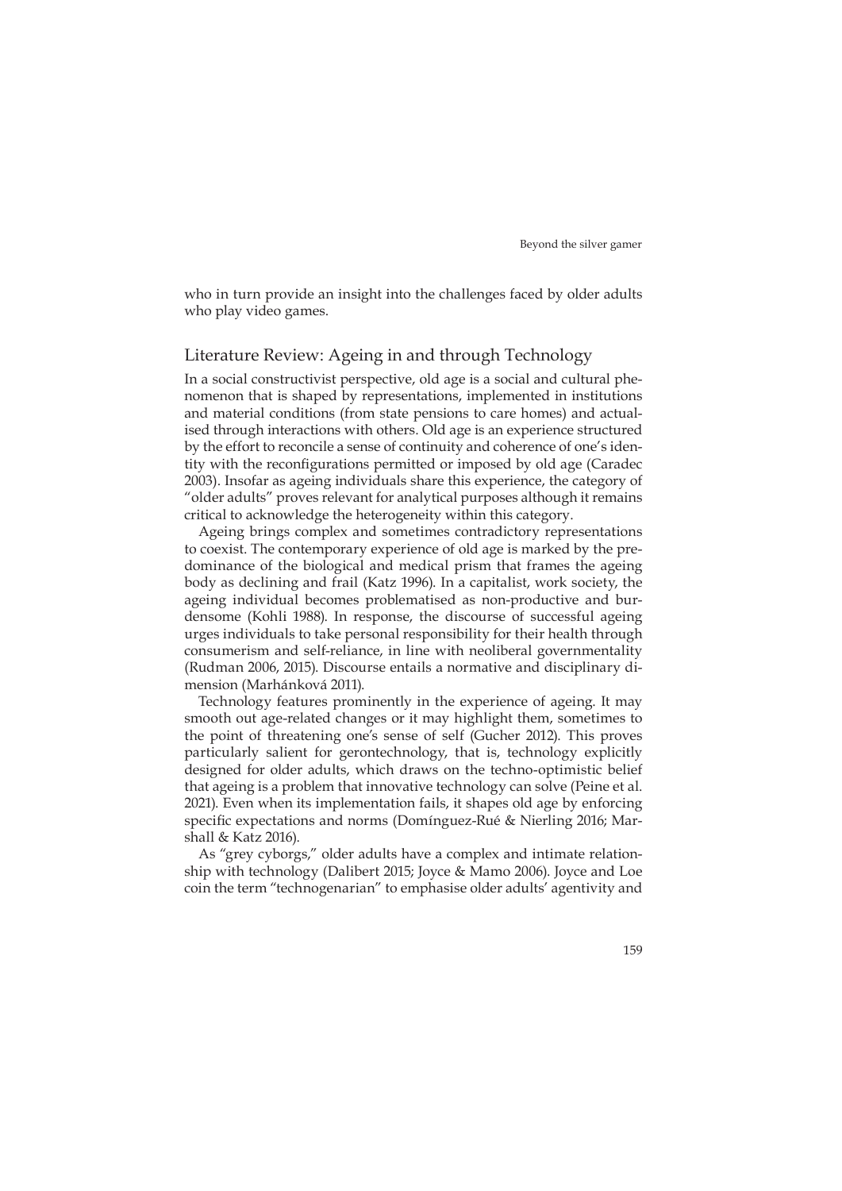who in turn provide an insight into the challenges faced by older adults who play video games.

## Literature Review: Ageing in and through Technology

In a social constructivist perspective, old age is a social and cultural phenomenon that is shaped by representations, implemented in institutions and material conditions (from state pensions to care homes) and actualised through interactions with others. Old age is an experience structured by the effort to reconcile a sense of continuity and coherence of one's identity with the reconfigurations permitted or imposed by old age (Caradec 2003). Insofar as ageing individuals share this experience, the category of "older adults" proves relevant for analytical purposes although it remains critical to acknowledge the heterogeneity within this category.

Ageing brings complex and sometimes contradictory representations to coexist. The contemporary experience of old age is marked by the predominance of the biological and medical prism that frames the ageing body as declining and frail (Katz 1996). In a capitalist, work society, the ageing individual becomes problematised as non-productive and burdensome (Kohli 1988). In response, the discourse of successful ageing urges individuals to take personal responsibility for their health through consumerism and self-reliance, in line with neoliberal governmentality (Rudman 2006, 2015). Discourse entails a normative and disciplinary dimension (Marhánková 2011).

Technology features prominently in the experience of ageing. It may smooth out age-related changes or it may highlight them, sometimes to the point of threatening one's sense of self (Gucher 2012). This proves particularly salient for gerontechnology, that is, technology explicitly designed for older adults, which draws on the techno-optimistic belief that ageing is a problem that innovative technology can solve (Peine et al. 2021). Even when its implementation fails, it shapes old age by enforcing specific expectations and norms (Domínguez-Rué & Nierling 2016; Marshall & Katz 2016).

As "grey cyborgs," older adults have a complex and intimate relationship with technology (Dalibert 2015; Joyce & Mamo 2006). Joyce and Loe coin the term "technogenarian" to emphasise older adults' agentivity and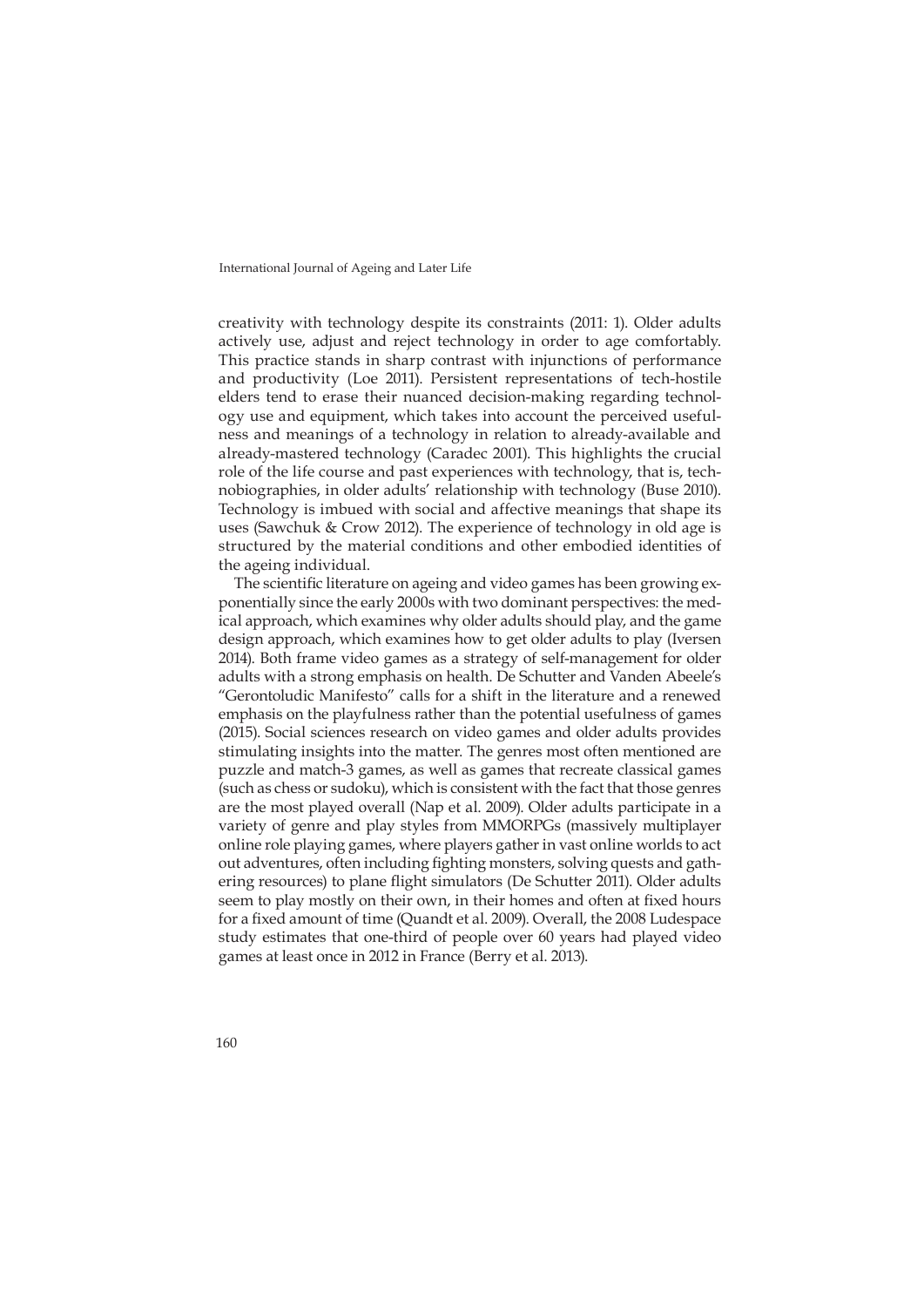creativity with technology despite its constraints (2011: 1). Older adults actively use, adjust and reject technology in order to age comfortably. This practice stands in sharp contrast with injunctions of performance and productivity (Loe 2011). Persistent representations of tech-hostile elders tend to erase their nuanced decision-making regarding technology use and equipment, which takes into account the perceived usefulness and meanings of a technology in relation to already-available and already-mastered technology (Caradec 2001). This highlights the crucial role of the life course and past experiences with technology, that is, technobiographies, in older adults' relationship with technology (Buse 2010). Technology is imbued with social and affective meanings that shape its uses (Sawchuk & Crow 2012). The experience of technology in old age is structured by the material conditions and other embodied identities of the ageing individual.

The scientific literature on ageing and video games has been growing exponentially since the early 2000s with two dominant perspectives: the medical approach, which examines why older adults should play, and the game design approach, which examines how to get older adults to play (Iversen 2014). Both frame video games as a strategy of self-management for older adults with a strong emphasis on health. De Schutter and Vanden Abeele's "Gerontoludic Manifesto" calls for a shift in the literature and a renewed emphasis on the playfulness rather than the potential usefulness of games (2015). Social sciences research on video games and older adults provides stimulating insights into the matter. The genres most often mentioned are puzzle and match-3 games, as well as games that recreate classical games (such as chess or sudoku), which is consistent with the fact that those genres are the most played overall (Nap et al. 2009). Older adults participate in a variety of genre and play styles from MMORPGs (massively multiplayer online role playing games, where players gather in vast online worlds to act out adventures, often including fighting monsters, solving quests and gathering resources) to plane flight simulators (De Schutter 2011). Older adults seem to play mostly on their own, in their homes and often at fixed hours for a fixed amount of time (Quandt et al. 2009). Overall, the 2008 Ludespace study estimates that one-third of people over 60 years had played video games at least once in 2012 in France (Berry et al. 2013).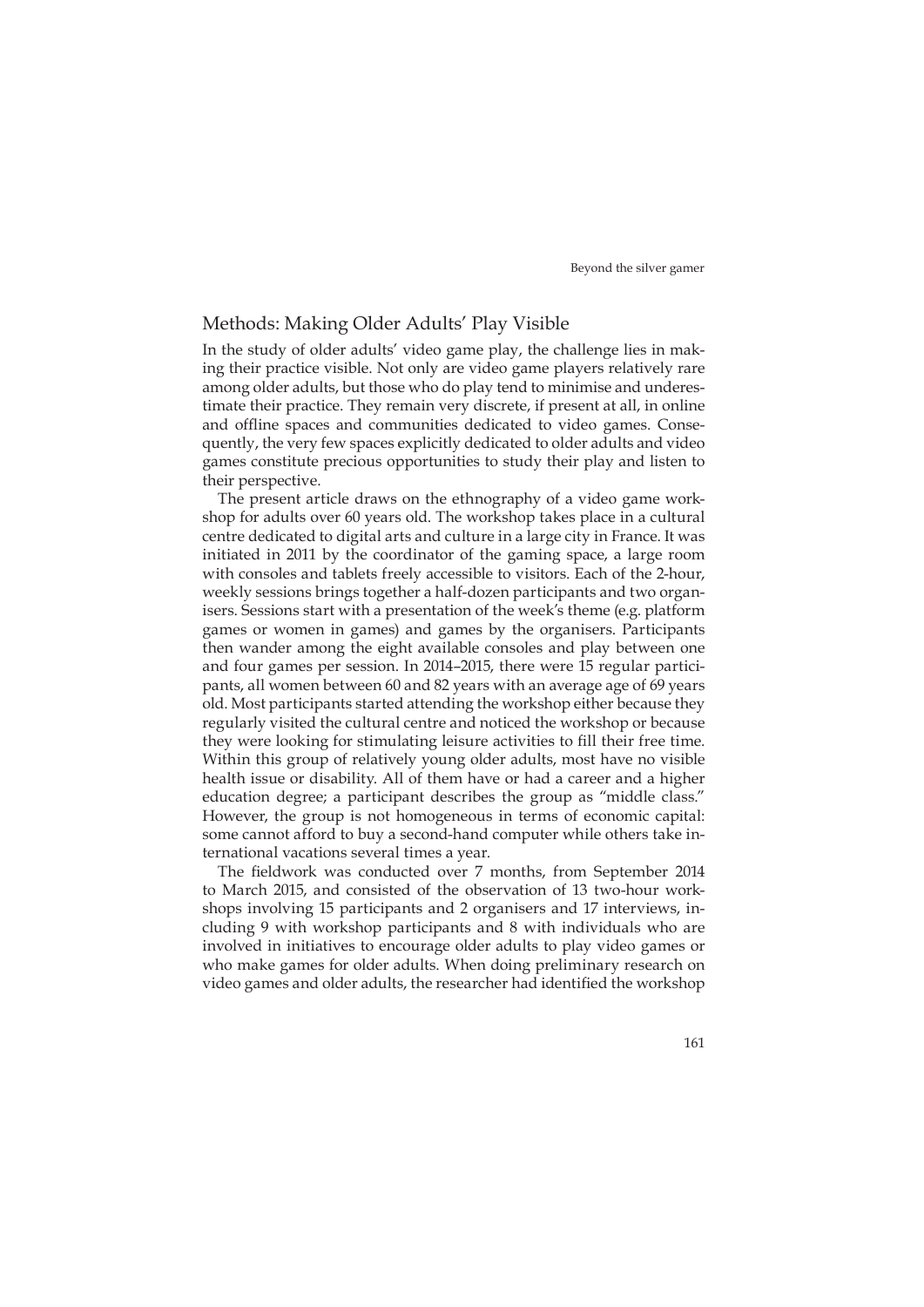## Methods: Making Older Adults' Play Visible

In the study of older adults' video game play, the challenge lies in making their practice visible. Not only are video game players relatively rare among older adults, but those who do play tend to minimise and underestimate their practice. They remain very discrete, if present at all, in online and offline spaces and communities dedicated to video games. Consequently, the very few spaces explicitly dedicated to older adults and video games constitute precious opportunities to study their play and listen to their perspective.

The present article draws on the ethnography of a video game workshop for adults over 60 years old. The workshop takes place in a cultural centre dedicated to digital arts and culture in a large city in France. It was initiated in 2011 by the coordinator of the gaming space, a large room with consoles and tablets freely accessible to visitors. Each of the 2-hour, weekly sessions brings together a half-dozen participants and two organisers. Sessions start with a presentation of the week's theme (e.g. platform games or women in games) and games by the organisers. Participants then wander among the eight available consoles and play between one and four games per session. In 2014–2015, there were 15 regular participants, all women between 60 and 82 years with an average age of 69 years old. Most participants started attending the workshop either because they regularly visited the cultural centre and noticed the workshop or because they were looking for stimulating leisure activities to fill their free time. Within this group of relatively young older adults, most have no visible health issue or disability. All of them have or had a career and a higher education degree; a participant describes the group as "middle class." However, the group is not homogeneous in terms of economic capital: some cannot afford to buy a second-hand computer while others take international vacations several times a year.

The fieldwork was conducted over 7 months, from September 2014 to March 2015, and consisted of the observation of 13 two-hour workshops involving 15 participants and 2 organisers and 17 interviews, including 9 with workshop participants and 8 with individuals who are involved in initiatives to encourage older adults to play video games or who make games for older adults. When doing preliminary research on video games and older adults, the researcher had identified the workshop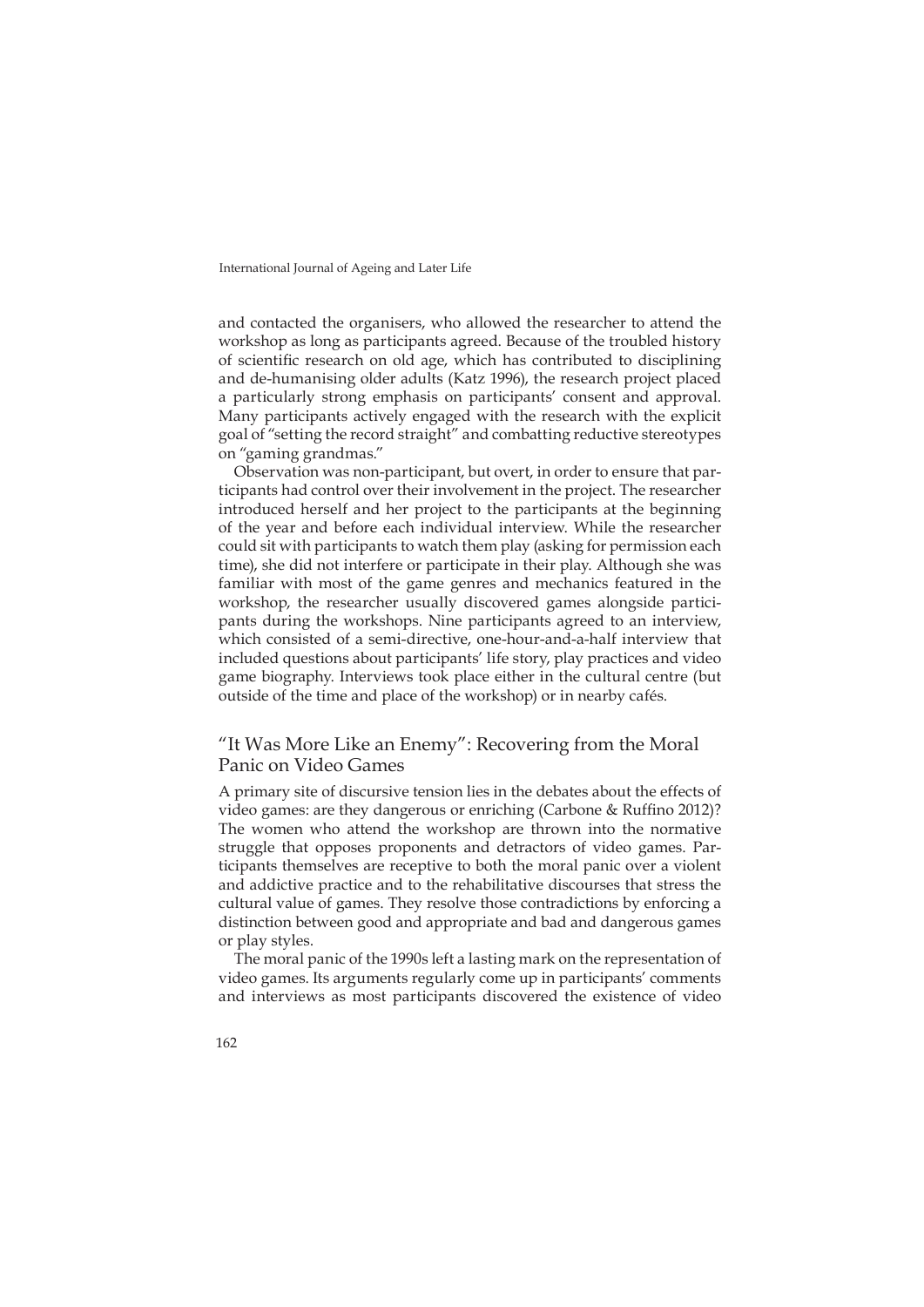and contacted the organisers, who allowed the researcher to attend the workshop as long as participants agreed. Because of the troubled history of scientific research on old age, which has contributed to disciplining and de-humanising older adults (Katz 1996), the research project placed a particularly strong emphasis on participants' consent and approval. Many participants actively engaged with the research with the explicit goal of "setting the record straight" and combatting reductive stereotypes on "gaming grandmas."

Observation was non-participant, but overt, in order to ensure that participants had control over their involvement in the project. The researcher introduced herself and her project to the participants at the beginning of the year and before each individual interview. While the researcher could sit with participants to watch them play (asking for permission each time), she did not interfere or participate in their play. Although she was familiar with most of the game genres and mechanics featured in the workshop, the researcher usually discovered games alongside participants during the workshops. Nine participants agreed to an interview, which consisted of a semi-directive, one-hour-and-a-half interview that included questions about participants' life story, play practices and video game biography. Interviews took place either in the cultural centre (but outside of the time and place of the workshop) or in nearby cafés.

## "It Was More Like an Enemy": Recovering from the Moral Panic on Video Games

A primary site of discursive tension lies in the debates about the effects of video games: are they dangerous or enriching (Carbone & Ruffino 2012)? The women who attend the workshop are thrown into the normative struggle that opposes proponents and detractors of video games. Participants themselves are receptive to both the moral panic over a violent and addictive practice and to the rehabilitative discourses that stress the cultural value of games. They resolve those contradictions by enforcing a distinction between good and appropriate and bad and dangerous games or play styles.

The moral panic of the 1990s left a lasting mark on the representation of video games. Its arguments regularly come up in participants' comments and interviews as most participants discovered the existence of video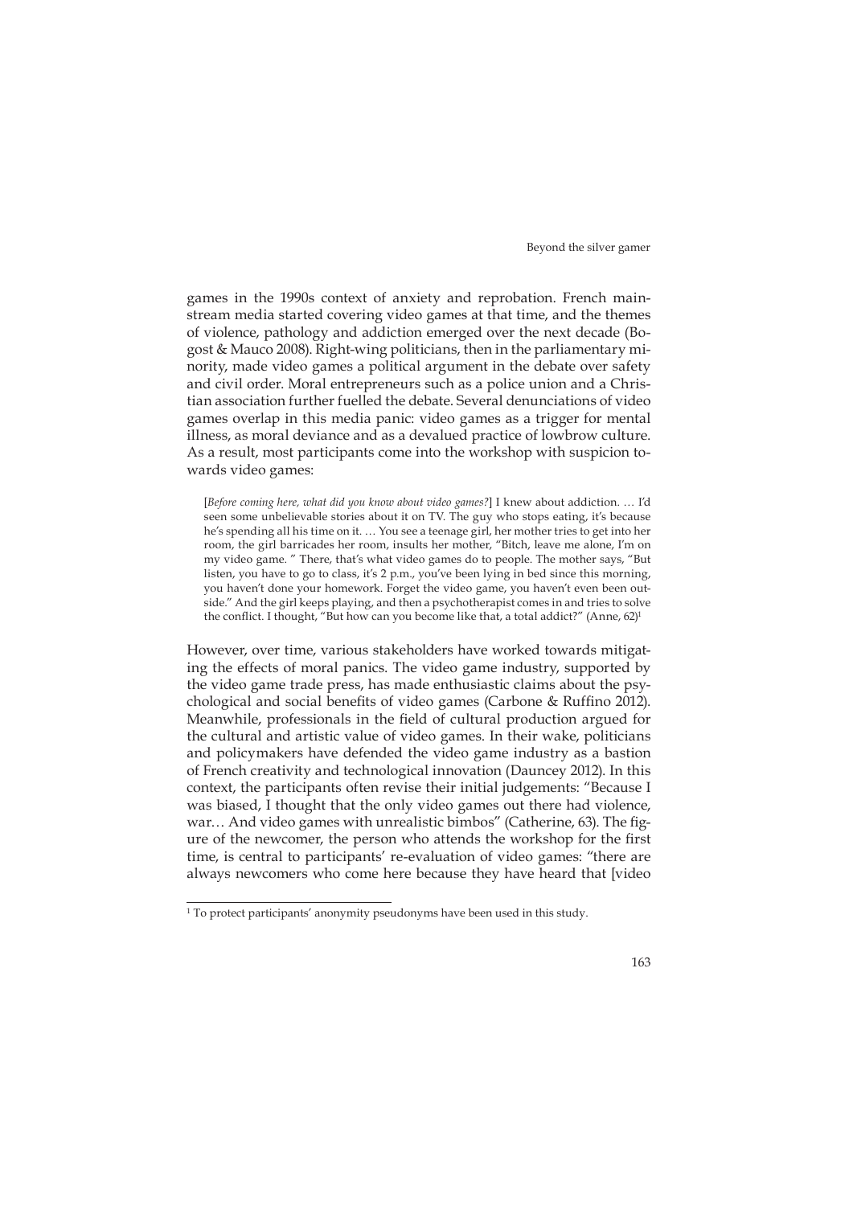games in the 1990s context of anxiety and reprobation. French mainstream media started covering video games at that time, and the themes of violence, pathology and addiction emerged over the next decade (Bogost & Mauco 2008). Right-wing politicians, then in the parliamentary minority, made video games a political argument in the debate over safety and civil order. Moral entrepreneurs such as a police union and a Christian association further fuelled the debate. Several denunciations of video games overlap in this media panic: video games as a trigger for mental illness, as moral deviance and as a devalued practice of lowbrow culture. As a result, most participants come into the workshop with suspicion towards video games:

> [*Before coming here, what did you know about video games?*] I knew about addiction. … I'd seen some unbelievable stories about it on TV. The guy who stops eating, it's because he's spending all his time on it. … You see a teenage girl, her mother tries to get into her room, the girl barricades her room, insults her mother, "Bitch, leave me alone, I'm on my video game. " There, that's what video games do to people. The mother says, "But listen, you have to go to class, it's 2 p.m., you've been lying in bed since this morning, you haven't done your homework. Forget the video game, you haven't even been outside." And the girl keeps playing, and then a psychotherapist comes in and tries to solve the conflict. I thought, "But how can you become like that, a total addict?" (Anne, 62)[1]

However, over time, various stakeholders have worked towards mitigating the effects of moral panics. The video game industry, supported by the video game trade press, has made enthusiastic claims about the psychological and social benefits of video games (Carbone & Ruffino 2012). Meanwhile, professionals in the field of cultural production argued for the cultural and artistic value of video games. In their wake, politicians and policymakers have defended the video game industry as a bastion of French creativity and technological innovation (Dauncey 2012). In this context, the participants often revise their initial judgements: "Because I was biased, I thought that the only video games out there had violence, war… And video games with unrealistic bimbos" (Catherine, 63). The figure of the newcomer, the person who attends the workshop for the first time, is central to participants' re-evaluation of video games: "there are always newcomers who come here because they have heard that [video

---

[1] To protect participants' anonymity pseudonyms have been used in this study.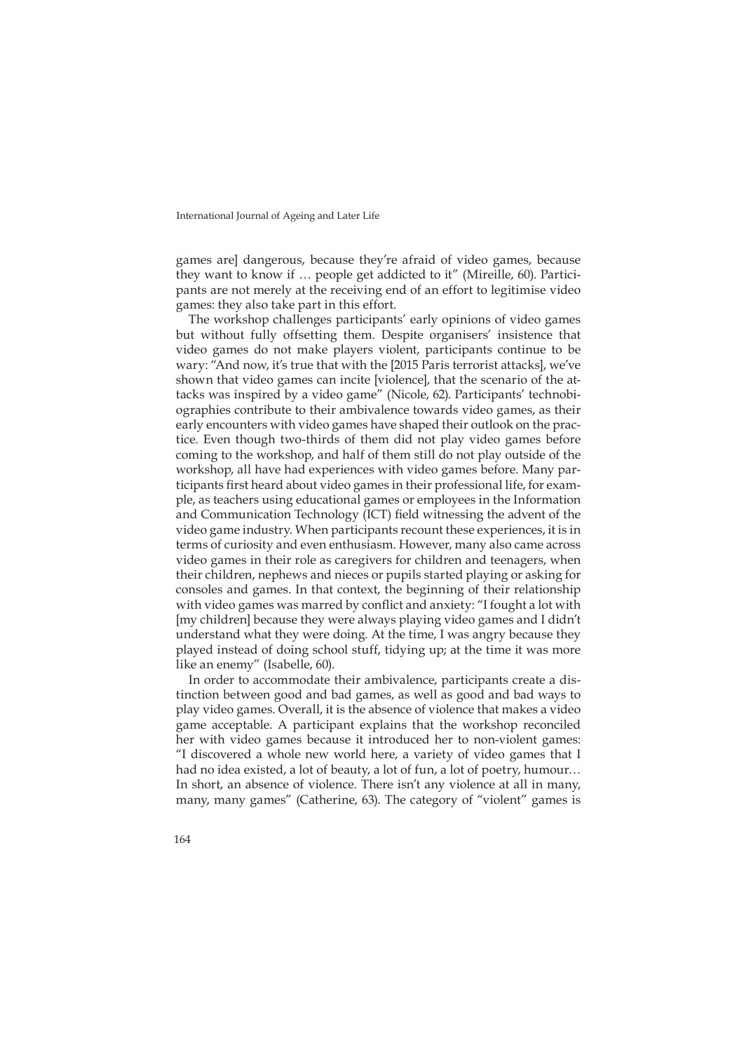games are] dangerous, because they're afraid of video games, because they want to know if … people get addicted to it" (Mireille, 60). Participants are not merely at the receiving end of an effort to legitimise video games: they also take part in this effort.

The workshop challenges participants' early opinions of video games but without fully offsetting them. Despite organisers' insistence that video games do not make players violent, participants continue to be wary: "And now, it's true that with the [2015 Paris terrorist attacks], we've shown that video games can incite [violence], that the scenario of the attacks was inspired by a video game" (Nicole, 62). Participants' technobiographies contribute to their ambivalence towards video games, as their early encounters with video games have shaped their outlook on the practice. Even though two-thirds of them did not play video games before coming to the workshop, and half of them still do not play outside of the workshop, all have had experiences with video games before. Many participants first heard about video games in their professional life, for example, as teachers using educational games or employees in the Information and Communication Technology (ICT) field witnessing the advent of the video game industry. When participants recount these experiences, it is in terms of curiosity and even enthusiasm. However, many also came across video games in their role as caregivers for children and teenagers, when their children, nephews and nieces or pupils started playing or asking for consoles and games. In that context, the beginning of their relationship with video games was marred by conflict and anxiety: "I fought a lot with [my children] because they were always playing video games and I didn't understand what they were doing. At the time, I was angry because they played instead of doing school stuff, tidying up; at the time it was more like an enemy" (Isabelle, 60).

In order to accommodate their ambivalence, participants create a distinction between good and bad games, as well as good and bad ways to play video games. Overall, it is the absence of violence that makes a video game acceptable. A participant explains that the workshop reconciled her with video games because it introduced her to non-violent games: "I discovered a whole new world here, a variety of video games that I had no idea existed, a lot of beauty, a lot of fun, a lot of poetry, humour… In short, an absence of violence. There isn't any violence at all in many, many, many games" (Catherine, 63). The category of "violent" games is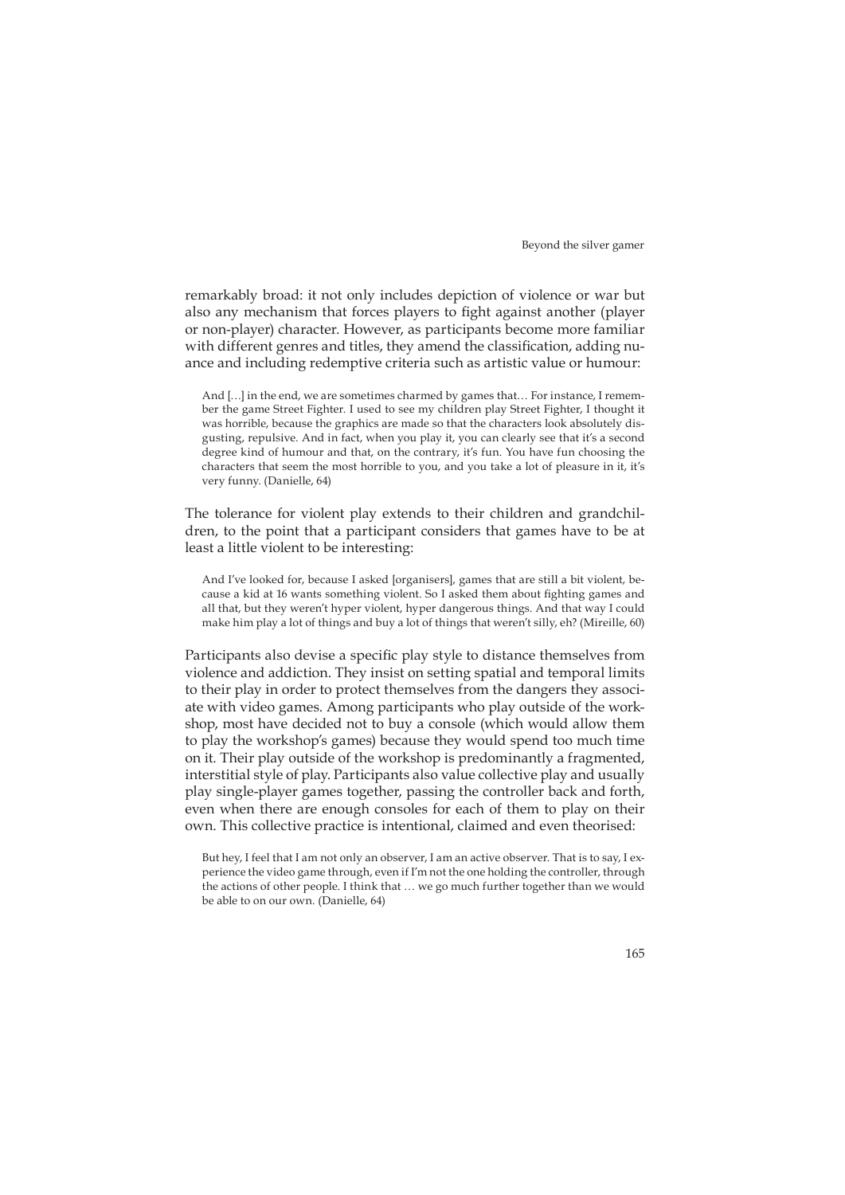remarkably broad: it not only includes depiction of violence or war but also any mechanism that forces players to fight against another (player or non-player) character. However, as participants become more familiar with different genres and titles, they amend the classification, adding nuance and including redemptive criteria such as artistic value or humour:

> And […] in the end, we are sometimes charmed by games that… For instance, I remember the game Street Fighter. I used to see my children play Street Fighter, I thought it was horrible, because the graphics are made so that the characters look absolutely disgusting, repulsive. And in fact, when you play it, you can clearly see that it's a second degree kind of humour and that, on the contrary, it's fun. You have fun choosing the characters that seem the most horrible to you, and you take a lot of pleasure in it, it's very funny. (Danielle, 64)

The tolerance for violent play extends to their children and grandchildren, to the point that a participant considers that games have to be at least a little violent to be interesting:

> And I've looked for, because I asked [organisers], games that are still a bit violent, because a kid at 16 wants something violent. So I asked them about fighting games and all that, but they weren't hyper violent, hyper dangerous things. And that way I could make him play a lot of things and buy a lot of things that weren't silly, eh? (Mireille, 60)

Participants also devise a specific play style to distance themselves from violence and addiction. They insist on setting spatial and temporal limits to their play in order to protect themselves from the dangers they associate with video games. Among participants who play outside of the workshop, most have decided not to buy a console (which would allow them to play the workshop's games) because they would spend too much time on it. Their play outside of the workshop is predominantly a fragmented, interstitial style of play. Participants also value collective play and usually play single-player games together, passing the controller back and forth, even when there are enough consoles for each of them to play on their own. This collective practice is intentional, claimed and even theorised:

> But hey, I feel that I am not only an observer, I am an active observer. That is to say, I experience the video game through, even if I'm not the one holding the controller, through the actions of other people. I think that … we go much further together than we would be able to on our own. (Danielle, 64)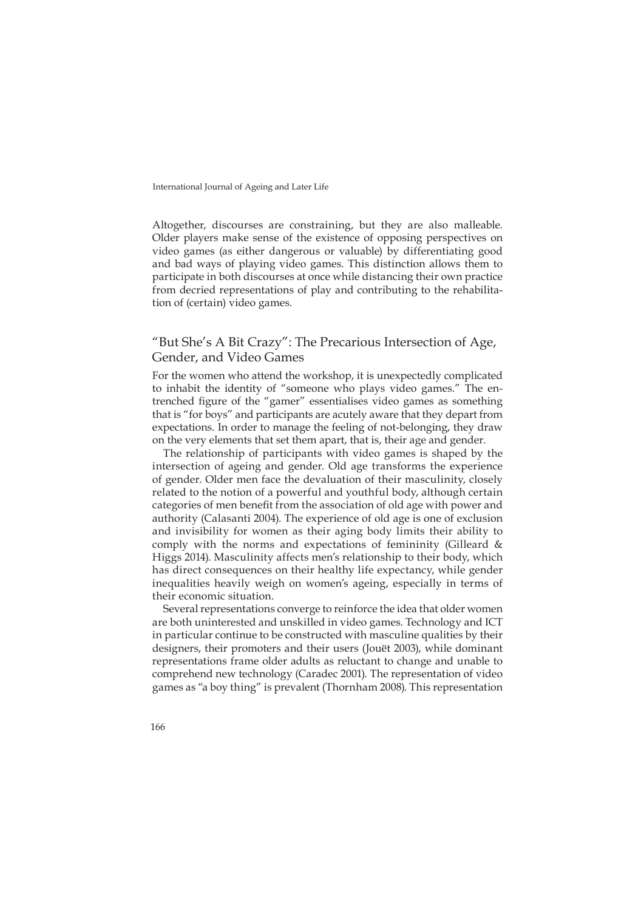Altogether, discourses are constraining, but they are also malleable. Older players make sense of the existence of opposing perspectives on video games (as either dangerous or valuable) by differentiating good and bad ways of playing video games. This distinction allows them to participate in both discourses at once while distancing their own practice from decried representations of play and contributing to the rehabilitation of (certain) video games.

## "But She's A Bit Crazy": The Precarious Intersection of Age, Gender, and Video Games

For the women who attend the workshop, it is unexpectedly complicated to inhabit the identity of "someone who plays video games." The entrenched figure of the "gamer" essentialises video games as something that is "for boys" and participants are acutely aware that they depart from expectations. In order to manage the feeling of not-belonging, they draw on the very elements that set them apart, that is, their age and gender.

The relationship of participants with video games is shaped by the intersection of ageing and gender. Old age transforms the experience of gender. Older men face the devaluation of their masculinity, closely related to the notion of a powerful and youthful body, although certain categories of men benefit from the association of old age with power and authority (Calasanti 2004). The experience of old age is one of exclusion and invisibility for women as their aging body limits their ability to comply with the norms and expectations of femininity (Gilleard & Higgs 2014). Masculinity affects men's relationship to their body, which has direct consequences on their healthy life expectancy, while gender inequalities heavily weigh on women's ageing, especially in terms of their economic situation.

Several representations converge to reinforce the idea that older women are both uninterested and unskilled in video games. Technology and ICT in particular continue to be constructed with masculine qualities by their designers, their promoters and their users (Jouët 2003), while dominant representations frame older adults as reluctant to change and unable to comprehend new technology (Caradec 2001). The representation of video games as "a boy thing" is prevalent (Thornham 2008). This representation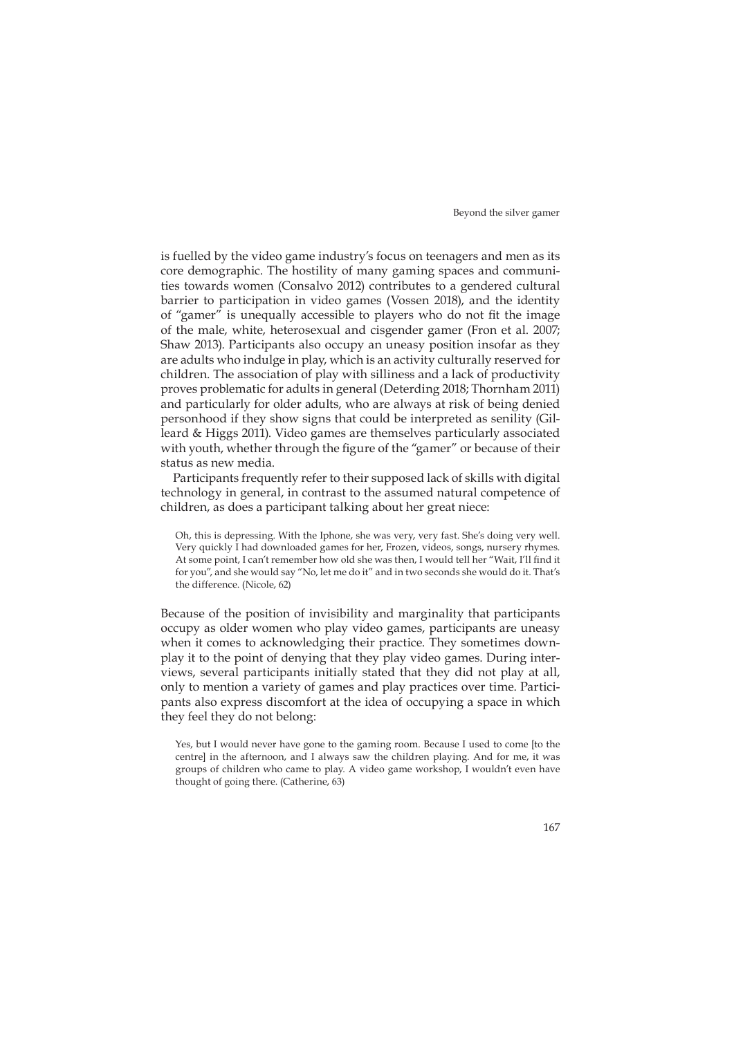is fuelled by the video game industry's focus on teenagers and men as its core demographic. The hostility of many gaming spaces and communities towards women (Consalvo 2012) contributes to a gendered cultural barrier to participation in video games (Vossen 2018), and the identity of "gamer" is unequally accessible to players who do not fit the image of the male, white, heterosexual and cisgender gamer (Fron et al. 2007; Shaw 2013). Participants also occupy an uneasy position insofar as they are adults who indulge in play, which is an activity culturally reserved for children. The association of play with silliness and a lack of productivity proves problematic for adults in general (Deterding 2018; Thornham 2011) and particularly for older adults, who are always at risk of being denied personhood if they show signs that could be interpreted as senility (Gilleard & Higgs 2011). Video games are themselves particularly associated with youth, whether through the figure of the "gamer" or because of their status as new media.

Participants frequently refer to their supposed lack of skills with digital technology in general, in contrast to the assumed natural competence of children, as does a participant talking about her great niece:

> Oh, this is depressing. With the Iphone, she was very, very fast. She's doing very well. Very quickly I had downloaded games for her, Frozen, videos, songs, nursery rhymes. At some point, I can't remember how old she was then, I would tell her "Wait, I'll find it for you", and she would say "No, let me do it" and in two seconds she would do it. That's the difference. (Nicole, 62)

Because of the position of invisibility and marginality that participants occupy as older women who play video games, participants are uneasy when it comes to acknowledging their practice. They sometimes downplay it to the point of denying that they play video games. During interviews, several participants initially stated that they did not play at all, only to mention a variety of games and play practices over time. Participants also express discomfort at the idea of occupying a space in which they feel they do not belong:

> Yes, but I would never have gone to the gaming room. Because I used to come [to the centre] in the afternoon, and I always saw the children playing. And for me, it was groups of children who came to play. A video game workshop, I wouldn't even have thought of going there. (Catherine, 63)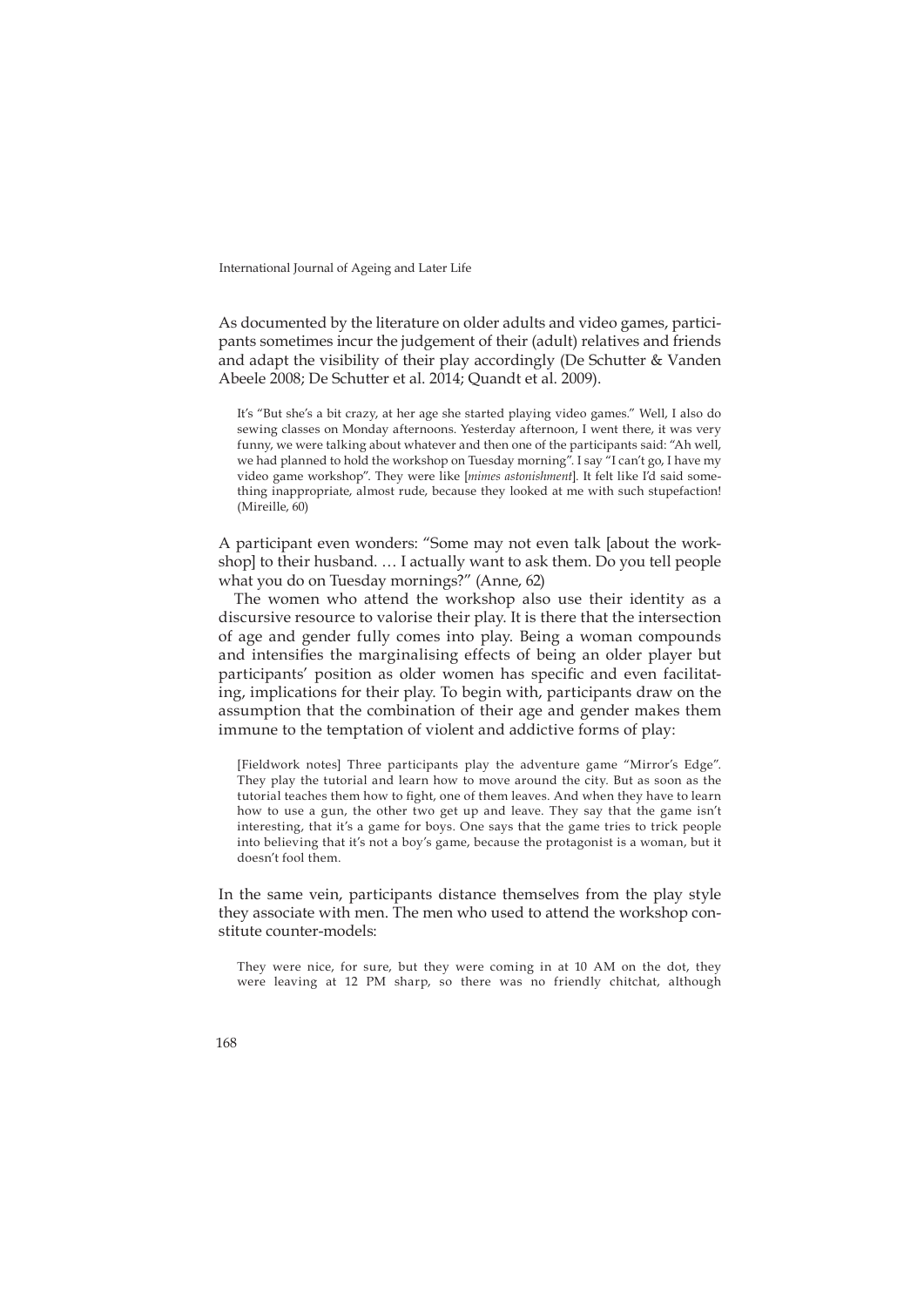As documented by the literature on older adults and video games, participants sometimes incur the judgement of their (adult) relatives and friends and adapt the visibility of their play accordingly (De Schutter & Vanden Abeele 2008; De Schutter et al. 2014; Quandt et al. 2009).

> It's "But she's a bit crazy, at her age she started playing video games." Well, I also do sewing classes on Monday afternoons. Yesterday afternoon, I went there, it was very funny, we were talking about whatever and then one of the participants said: "Ah well, we had planned to hold the workshop on Tuesday morning". I say "I can't go, I have my video game workshop". They were like [*mimes astonishment*]. It felt like I'd said something inappropriate, almost rude, because they looked at me with such stupefaction! (Mireille, 60)

A participant even wonders: "Some may not even talk [about the workshop] to their husband. … I actually want to ask them. Do you tell people what you do on Tuesday mornings?" (Anne, 62)

The women who attend the workshop also use their identity as a discursive resource to valorise their play. It is there that the intersection of age and gender fully comes into play. Being a woman compounds and intensifies the marginalising effects of being an older player but participants' position as older women has specific and even facilitating, implications for their play. To begin with, participants draw on the assumption that the combination of their age and gender makes them immune to the temptation of violent and addictive forms of play:

> [Fieldwork notes] Three participants play the adventure game "Mirror's Edge". They play the tutorial and learn how to move around the city. But as soon as the tutorial teaches them how to fight, one of them leaves. And when they have to learn how to use a gun, the other two get up and leave. They say that the game isn't interesting, that it's a game for boys. One says that the game tries to trick people into believing that it's not a boy's game, because the protagonist is a woman, but it doesn't fool them.

In the same vein, participants distance themselves from the play style they associate with men. The men who used to attend the workshop constitute counter-models:

> They were nice, for sure, but they were coming in at 10 AM on the dot, they were leaving at 12 PM sharp, so there was no friendly chitchat, although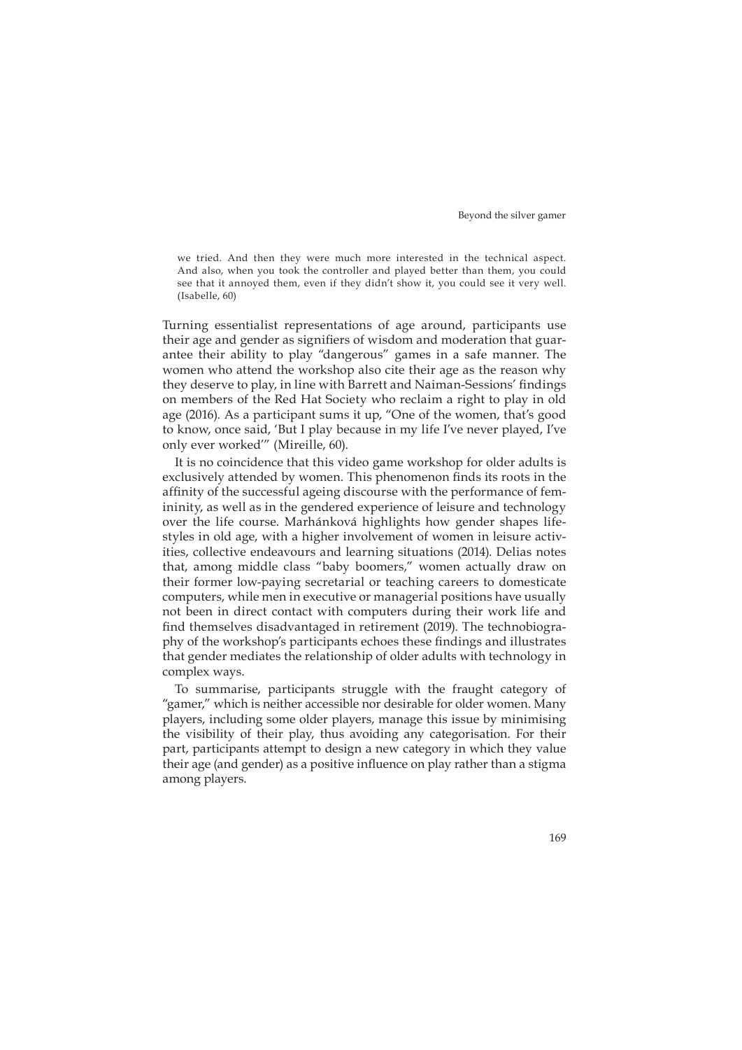> we tried. And then they were much more interested in the technical aspect. And also, when you took the controller and played better than them, you could see that it annoyed them, even if they didn't show it, you could see it very well. (Isabelle, 60)

Turning essentialist representations of age around, participants use their age and gender as signifiers of wisdom and moderation that guarantee their ability to play "dangerous" games in a safe manner. The women who attend the workshop also cite their age as the reason why they deserve to play, in line with Barrett and Naiman-Sessions' findings on members of the Red Hat Society who reclaim a right to play in old age (2016). As a participant sums it up, "One of the women, that's good to know, once said, 'But I play because in my life I've never played, I've only ever worked'" (Mireille, 60).

It is no coincidence that this video game workshop for older adults is exclusively attended by women. This phenomenon finds its roots in the affinity of the successful ageing discourse with the performance of femininity, as well as in the gendered experience of leisure and technology over the life course. Marhánková highlights how gender shapes lifestyles in old age, with a higher involvement of women in leisure activities, collective endeavours and learning situations (2014). Delias notes that, among middle class "baby boomers," women actually draw on their former low-paying secretarial or teaching careers to domesticate computers, while men in executive or managerial positions have usually not been in direct contact with computers during their work life and find themselves disadvantaged in retirement (2019). The technobiography of the workshop's participants echoes these findings and illustrates that gender mediates the relationship of older adults with technology in complex ways.

To summarise, participants struggle with the fraught category of "gamer," which is neither accessible nor desirable for older women. Many players, including some older players, manage this issue by minimising the visibility of their play, thus avoiding any categorisation. For their part, participants attempt to design a new category in which they value their age (and gender) as a positive influence on play rather than a stigma among players.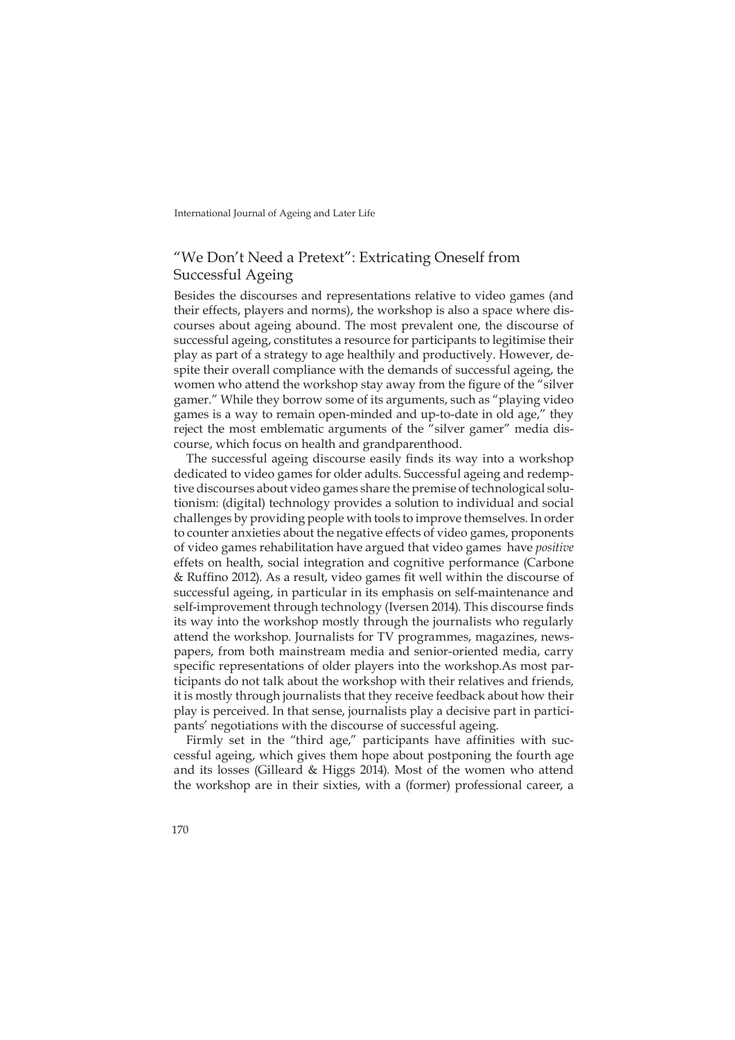## "We Don't Need a Pretext": Extricating Oneself from Successful Ageing

Besides the discourses and representations relative to video games (and their effects, players and norms), the workshop is also a space where discourses about ageing abound. The most prevalent one, the discourse of successful ageing, constitutes a resource for participants to legitimise their play as part of a strategy to age healthily and productively. However, despite their overall compliance with the demands of successful ageing, the women who attend the workshop stay away from the figure of the "silver gamer." While they borrow some of its arguments, such as "playing video games is a way to remain open-minded and up-to-date in old age," they reject the most emblematic arguments of the "silver gamer" media discourse, which focus on health and grandparenthood.

The successful ageing discourse easily finds its way into a workshop dedicated to video games for older adults. Successful ageing and redemptive discourses about video games share the premise of technological solutionism: (digital) technology provides a solution to individual and social challenges by providing people with tools to improve themselves. In order to counter anxieties about the negative effects of video games, proponents of video games rehabilitation have argued that video games have *positive* effets on health, social integration and cognitive performance (Carbone & Ruffino 2012). As a result, video games fit well within the discourse of successful ageing, in particular in its emphasis on self-maintenance and self-improvement through technology (Iversen 2014). This discourse finds its way into the workshop mostly through the journalists who regularly attend the workshop. Journalists for TV programmes, magazines, newspapers, from both mainstream media and senior-oriented media, carry specific representations of older players into the workshop.As most participants do not talk about the workshop with their relatives and friends, it is mostly through journalists that they receive feedback about how their play is perceived. In that sense, journalists play a decisive part in participants' negotiations with the discourse of successful ageing.

Firmly set in the "third age," participants have affinities with successful ageing, which gives them hope about postponing the fourth age and its losses (Gilleard & Higgs 2014). Most of the women who attend the workshop are in their sixties, with a (former) professional career, a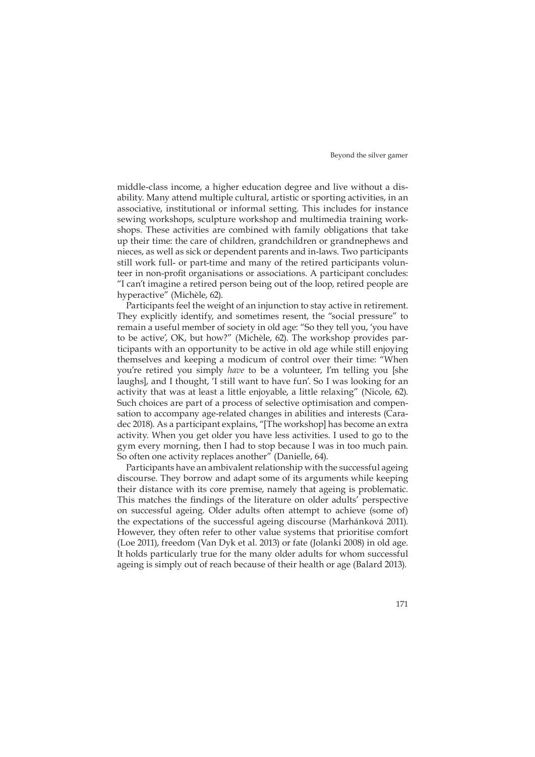middle-class income, a higher education degree and live without a disability. Many attend multiple cultural, artistic or sporting activities, in an associative, institutional or informal setting. This includes for instance sewing workshops, sculpture workshop and multimedia training workshops. These activities are combined with family obligations that take up their time: the care of children, grandchildren or grandnephews and nieces, as well as sick or dependent parents and in-laws. Two participants still work full- or part-time and many of the retired participants volunteer in non-profit organisations or associations. A participant concludes: "I can't imagine a retired person being out of the loop, retired people are hyperactive" (Michèle, 62).

Participants feel the weight of an injunction to stay active in retirement. They explicitly identify, and sometimes resent, the "social pressure" to remain a useful member of society in old age: "So they tell you, 'you have to be active', OK, but how?" (Michèle, 62). The workshop provides participants with an opportunity to be active in old age while still enjoying themselves and keeping a modicum of control over their time: "When you're retired you simply *have* to be a volunteer, I'm telling you [she laughs], and I thought, 'I still want to have fun'. So I was looking for an activity that was at least a little enjoyable, a little relaxing" (Nicole, 62). Such choices are part of a process of selective optimisation and compensation to accompany age-related changes in abilities and interests (Caradec 2018). As a participant explains, "[The workshop] has become an extra activity. When you get older you have less activities. I used to go to the gym every morning, then I had to stop because I was in too much pain. So often one activity replaces another" (Danielle, 64).

Participants have an ambivalent relationship with the successful ageing discourse. They borrow and adapt some of its arguments while keeping their distance with its core premise, namely that ageing is problematic. This matches the findings of the literature on older adults' perspective on successful ageing. Older adults often attempt to achieve (some of) the expectations of the successful ageing discourse (Marhánková 2011). However, they often refer to other value systems that prioritise comfort (Loe 2011), freedom (Van Dyk et al. 2013) or fate (Jolanki 2008) in old age. It holds particularly true for the many older adults for whom successful ageing is simply out of reach because of their health or age (Balard 2013).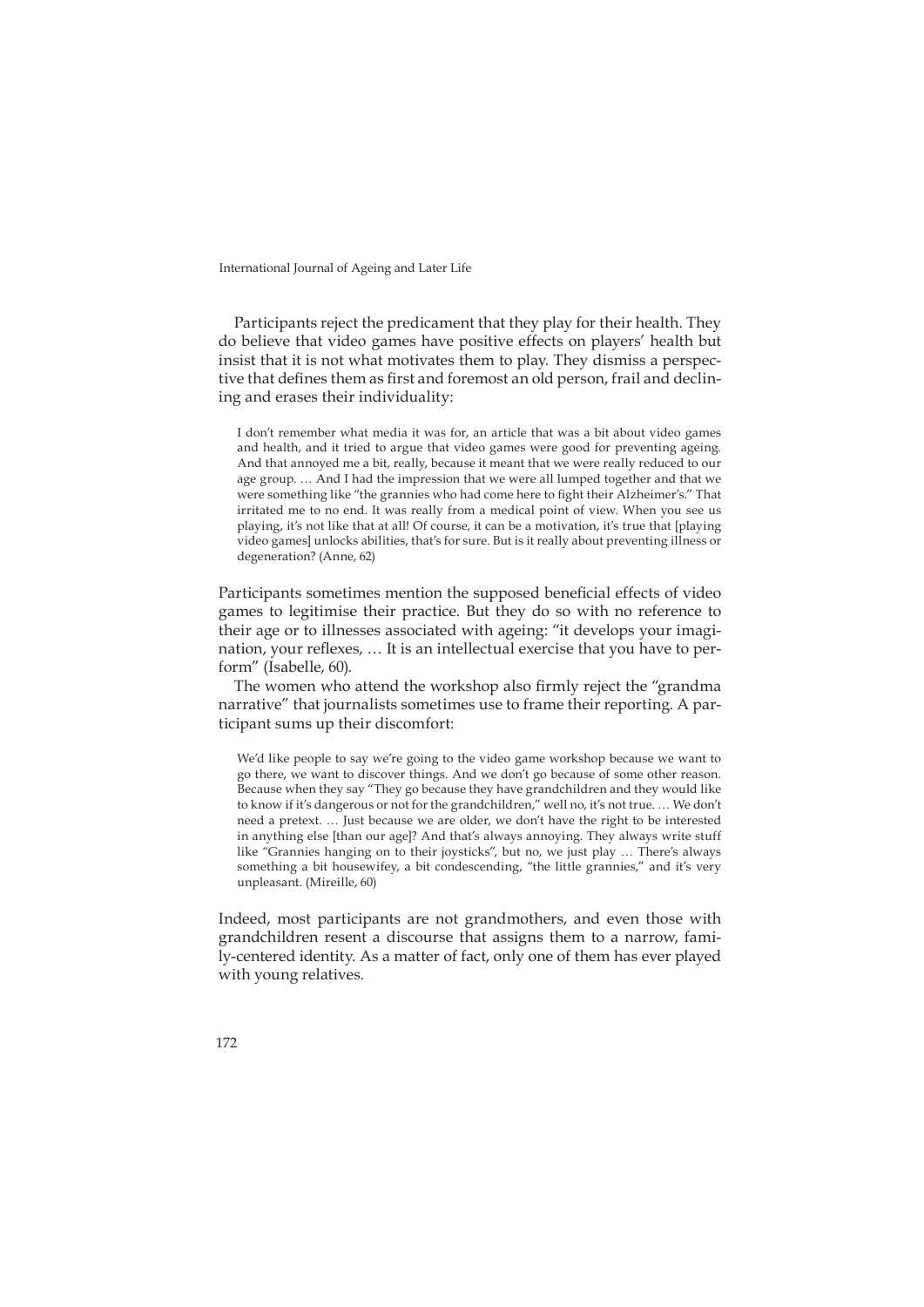Participants reject the predicament that they play for their health. They do believe that video games have positive effects on players' health but insist that it is not what motivates them to play. They dismiss a perspective that defines them as first and foremost an old person, frail and declining and erases their individuality:

> I don't remember what media it was for, an article that was a bit about video games and health, and it tried to argue that video games were good for preventing ageing. And that annoyed me a bit, really, because it meant that we were really reduced to our age group. … And I had the impression that we were all lumped together and that we were something like "the grannies who had come here to fight their Alzheimer's." That irritated me to no end. It was really from a medical point of view. When you see us playing, it's not like that at all! Of course, it can be a motivation, it's true that [playing video games] unlocks abilities, that's for sure. But is it really about preventing illness or degeneration? (Anne, 62)

Participants sometimes mention the supposed beneficial effects of video games to legitimise their practice. But they do so with no reference to their age or to illnesses associated with ageing: "it develops your imagination, your reflexes, … It is an intellectual exercise that you have to perform" (Isabelle, 60).

The women who attend the workshop also firmly reject the "grandma narrative" that journalists sometimes use to frame their reporting. A participant sums up their discomfort:

> We'd like people to say we're going to the video game workshop because we want to go there, we want to discover things. And we don't go because of some other reason. Because when they say "They go because they have grandchildren and they would like to know if it's dangerous or not for the grandchildren," well no, it's not true. … We don't need a pretext. … Just because we are older, we don't have the right to be interested in anything else [than our age]? And that's always annoying. They always write stuff like "Grannies hanging on to their joysticks", but no, we just play … There's always something a bit housewifey, a bit condescending, "the little grannies," and it's very unpleasant. (Mireille, 60)

Indeed, most participants are not grandmothers, and even those with grandchildren resent a discourse that assigns them to a narrow, family-centered identity. As a matter of fact, only one of them has ever played with young relatives.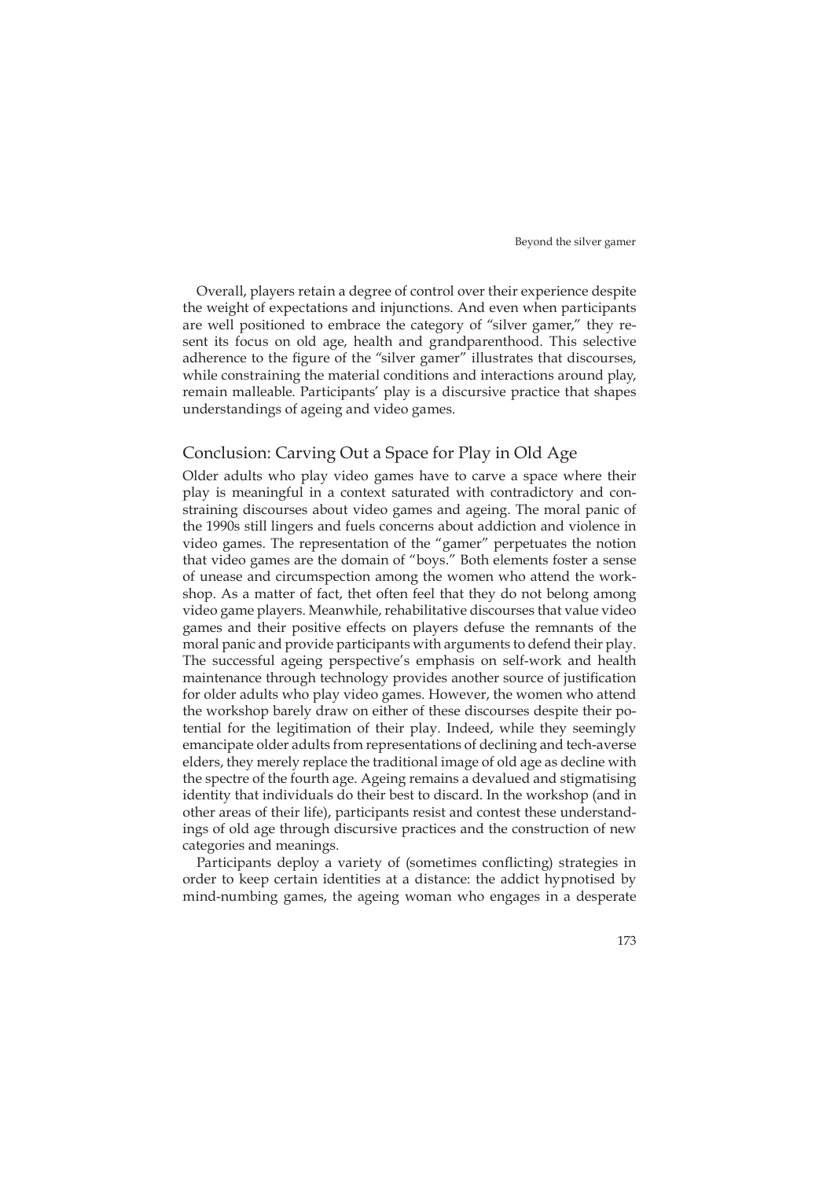Overall, players retain a degree of control over their experience despite the weight of expectations and injunctions. And even when participants are well positioned to embrace the category of "silver gamer," they resent its focus on old age, health and grandparenthood. This selective adherence to the figure of the "silver gamer" illustrates that discourses, while constraining the material conditions and interactions around play, remain malleable. Participants' play is a discursive practice that shapes understandings of ageing and video games.

## Conclusion: Carving Out a Space for Play in Old Age

Older adults who play video games have to carve a space where their play is meaningful in a context saturated with contradictory and constraining discourses about video games and ageing. The moral panic of the 1990s still lingers and fuels concerns about addiction and violence in video games. The representation of the "gamer" perpetuates the notion that video games are the domain of "boys." Both elements foster a sense of unease and circumspection among the women who attend the workshop. As a matter of fact, thet often feel that they do not belong among video game players. Meanwhile, rehabilitative discourses that value video games and their positive effects on players defuse the remnants of the moral panic and provide participants with arguments to defend their play. The successful ageing perspective's emphasis on self-work and health maintenance through technology provides another source of justification for older adults who play video games. However, the women who attend the workshop barely draw on either of these discourses despite their potential for the legitimation of their play. Indeed, while they seemingly emancipate older adults from representations of declining and tech-averse elders, they merely replace the traditional image of old age as decline with the spectre of the fourth age. Ageing remains a devalued and stigmatising identity that individuals do their best to discard. In the workshop (and in other areas of their life), participants resist and contest these understandings of old age through discursive practices and the construction of new categories and meanings.

Participants deploy a variety of (sometimes conflicting) strategies in order to keep certain identities at a distance: the addict hypnotised by mind-numbing games, the ageing woman who engages in a desperate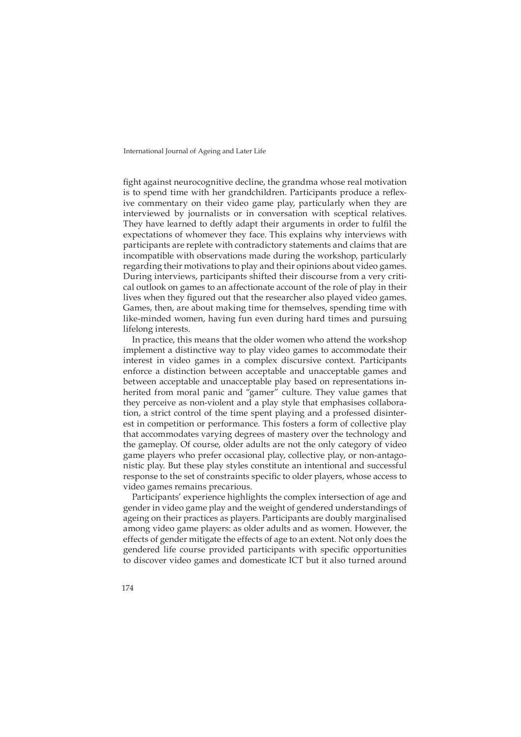fight against neurocognitive decline, the grandma whose real motivation is to spend time with her grandchildren. Participants produce a reflexive commentary on their video game play, particularly when they are interviewed by journalists or in conversation with sceptical relatives. They have learned to deftly adapt their arguments in order to fulfil the expectations of whomever they face. This explains why interviews with participants are replete with contradictory statements and claims that are incompatible with observations made during the workshop, particularly regarding their motivations to play and their opinions about video games. During interviews, participants shifted their discourse from a very critical outlook on games to an affectionate account of the role of play in their lives when they figured out that the researcher also played video games. Games, then, are about making time for themselves, spending time with like-minded women, having fun even during hard times and pursuing lifelong interests.

In practice, this means that the older women who attend the workshop implement a distinctive way to play video games to accommodate their interest in video games in a complex discursive context. Participants enforce a distinction between acceptable and unacceptable games and between acceptable and unacceptable play based on representations inherited from moral panic and "gamer" culture. They value games that they perceive as non-violent and a play style that emphasises collaboration, a strict control of the time spent playing and a professed disinterest in competition or performance. This fosters a form of collective play that accommodates varying degrees of mastery over the technology and the gameplay. Of course, older adults are not the only category of video game players who prefer occasional play, collective play, or non-antagonistic play. But these play styles constitute an intentional and successful response to the set of constraints specific to older players, whose access to video games remains precarious.

Participants' experience highlights the complex intersection of age and gender in video game play and the weight of gendered understandings of ageing on their practices as players. Participants are doubly marginalised among video game players: as older adults and as women. However, the effects of gender mitigate the effects of age to an extent. Not only does the gendered life course provided participants with specific opportunities to discover video games and domesticate ICT but it also turned around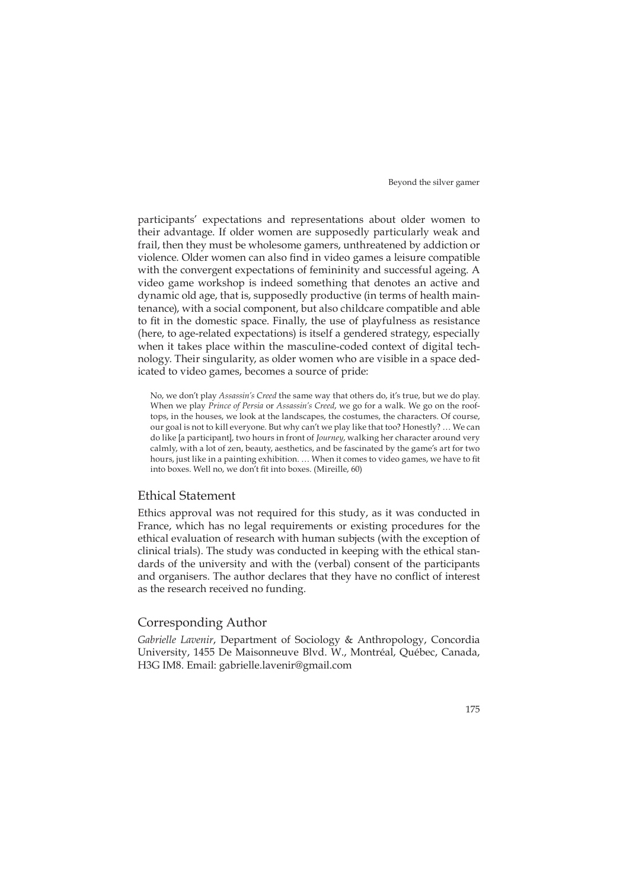participants' expectations and representations about older women to their advantage. If older women are supposedly particularly weak and frail, then they must be wholesome gamers, unthreatened by addiction or violence. Older women can also find in video games a leisure compatible with the convergent expectations of femininity and successful ageing. A video game workshop is indeed something that denotes an active and dynamic old age, that is, supposedly productive (in terms of health maintenance), with a social component, but also childcare compatible and able to fit in the domestic space. Finally, the use of playfulness as resistance (here, to age-related expectations) is itself a gendered strategy, especially when it takes place within the masculine-coded context of digital technology. Their singularity, as older women who are visible in a space dedicated to video games, becomes a source of pride:

> No, we don't play *Assassin's Creed* the same way that others do, it's true, but we do play. When we play *Prince of Persia* or *Assassin's Creed*, we go for a walk. We go on the rooftops, in the houses, we look at the landscapes, the costumes, the characters. Of course, our goal is not to kill everyone. But why can't we play like that too? Honestly? … We can do like [a participant], two hours in front of *Journey*, walking her character around very calmly, with a lot of zen, beauty, aesthetics, and be fascinated by the game's art for two hours, just like in a painting exhibition. … When it comes to video games, we have to fit into boxes. Well no, we don't fit into boxes. (Mireille, 60)

## Ethical Statement

Ethics approval was not required for this study, as it was conducted in France, which has no legal requirements or existing procedures for the ethical evaluation of research with human subjects (with the exception of clinical trials). The study was conducted in keeping with the ethical standards of the university and with the (verbal) consent of the participants and organisers. The author declares that they have no conflict of interest as the research received no funding.

## Corresponding Author

*Gabrielle Lavenir*, Department of Sociology & Anthropology, Concordia University, 1455 De Maisonneuve Blvd. W., Montréal, Québec, Canada, H3G IM8. Email: gabrielle.lavenir@gmail.com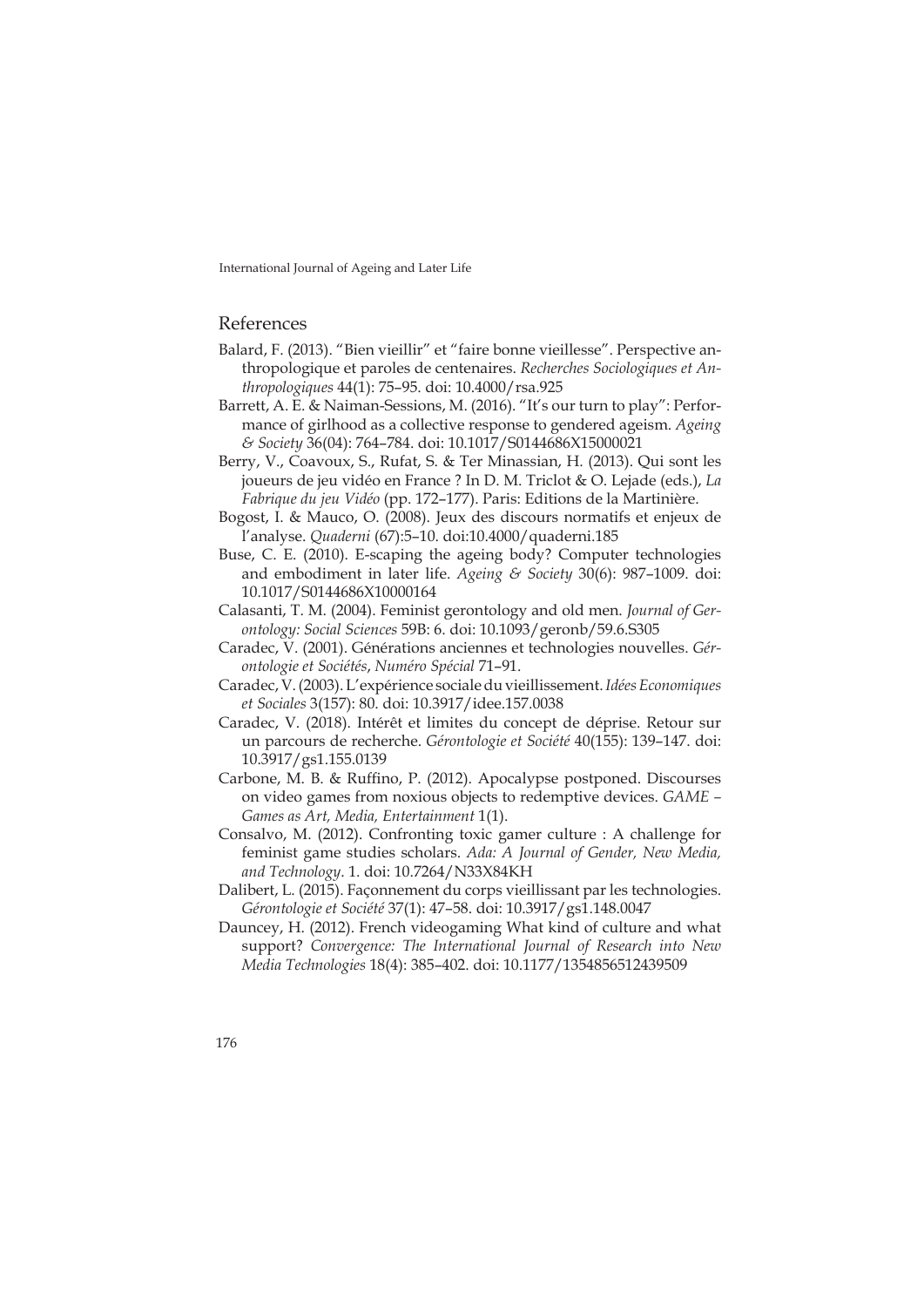## References

Balard, F. (2013). "Bien vieillir" et "faire bonne vieillesse". Perspective anthropologique et paroles de centenaires. *Recherches Sociologiques et Anthropologiques* 44(1): 75–95. doi: 10.4000/rsa.925

Barrett, A. E. & Naiman-Sessions, M. (2016). "It's our turn to play": Performance of girlhood as a collective response to gendered ageism. *Ageing & Society* 36(04): 764–784. doi: 10.1017/S0144686X15000021

Berry, V., Coavoux, S., Rufat, S. & Ter Minassian, H. (2013). Qui sont les joueurs de jeu vidéo en France ? In D. M. Triclot & O. Lejade (eds.), *La Fabrique du jeu Vidéo* (pp. 172–177). Paris: Editions de la Martinière.

Bogost, I. & Mauco, O. (2008). Jeux des discours normatifs et enjeux de l'analyse. *Quaderni* (67):5–10. doi:10.4000/quaderni.185

Buse, C. E. (2010). E-scaping the ageing body? Computer technologies and embodiment in later life. *Ageing & Society* 30(6): 987–1009. doi: 10.1017/S0144686X10000164

Calasanti, T. M. (2004). Feminist gerontology and old men. *Journal of Gerontology: Social Sciences* 59B: 6. doi: 10.1093/geronb/59.6.S305

Caradec, V. (2001). Générations anciennes et technologies nouvelles. *Gérontologie et Sociétés*, *Numéro Spécial* 71–91.

Caradec, V. (2003). L'expérience sociale du vieillissement. *Idées Economiques et Sociales* 3(157): 80. doi: 10.3917/idee.157.0038

Caradec, V. (2018). Intérêt et limites du concept de déprise. Retour sur un parcours de recherche. *Gérontologie et Société* 40(155): 139–147. doi: 10.3917/gs1.155.0139

Carbone, M. B. & Ruffino, P. (2012). Apocalypse postponed. Discourses on video games from noxious objects to redemptive devices. *GAME – Games as Art, Media, Entertainment* 1(1).

Consalvo, M. (2012). Confronting toxic gamer culture : A challenge for feminist game studies scholars. *Ada: A Journal of Gender, New Media, and Technology*. 1. doi: 10.7264/N33X84KH

Dalibert, L. (2015). Façonnement du corps vieillissant par les technologies. *Gérontologie et Société* 37(1): 47–58. doi: 10.3917/gs1.148.0047

Dauncey, H. (2012). French videogaming What kind of culture and what support? *Convergence: The International Journal of Research into New Media Technologies* 18(4): 385–402. doi: 10.1177/1354856512439509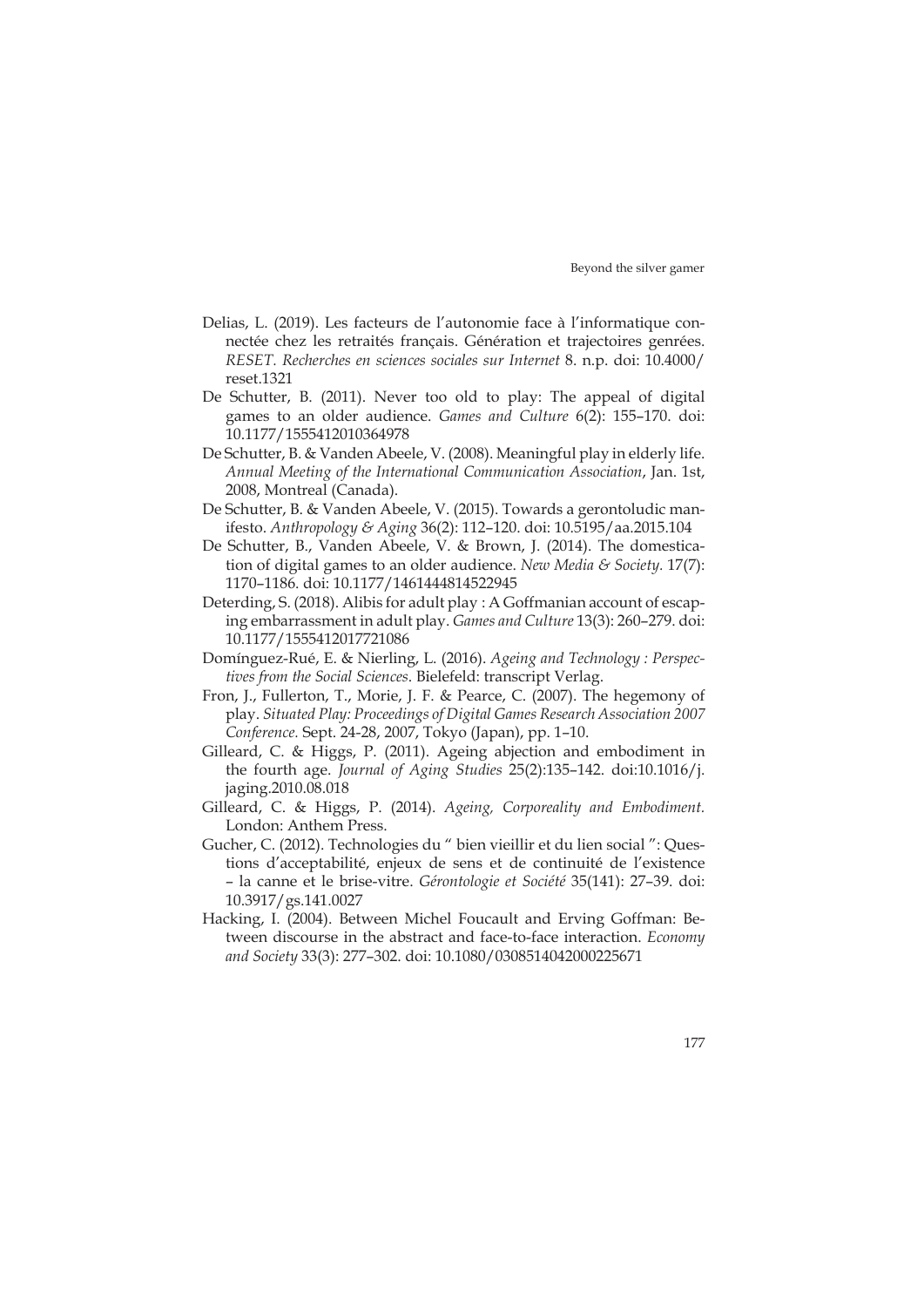Delias, L. (2019). Les facteurs de l'autonomie face à l'informatique connectée chez les retraités français. Génération et trajectoires genrées. *RESET. Recherches en sciences sociales sur Internet* 8. n.p. doi: 10.4000/reset.1321

De Schutter, B. (2011). Never too old to play: The appeal of digital games to an older audience. *Games and Culture* 6(2): 155–170. doi: 10.1177/1555412010364978

De Schutter, B. & Vanden Abeele, V. (2008). Meaningful play in elderly life. *Annual Meeting of the International Communication Association*, Jan. 1st, 2008, Montreal (Canada).

De Schutter, B. & Vanden Abeele, V. (2015). Towards a gerontoludic manifesto. *Anthropology & Aging* 36(2): 112–120. doi: 10.5195/aa.2015.104

De Schutter, B., Vanden Abeele, V. & Brown, J. (2014). The domestication of digital games to an older audience. *New Media & Society.* 17(7): 1170–1186. doi: 10.1177/1461444814522945

Deterding, S. (2018). Alibis for adult play : A Goffmanian account of escaping embarrassment in adult play. *Games and Culture* 13(3): 260–279. doi: 10.1177/1555412017721086

Domínguez-Rué, E. & Nierling, L. (2016). *Ageing and Technology : Perspectives from the Social Sciences*. Bielefeld: transcript Verlag.

Fron, J., Fullerton, T., Morie, J. F. & Pearce, C. (2007). The hegemony of play. *Situated Play: Proceedings of Digital Games Research Association 2007 Conference.* Sept. 24-28, 2007, Tokyo (Japan), pp. 1–10.

Gilleard, C. & Higgs, P. (2011). Ageing abjection and embodiment in the fourth age. *Journal of Aging Studies* 25(2):135–142. doi:10.1016/j.jaging.2010.08.018

Gilleard, C. & Higgs, P. (2014). *Ageing, Corporeality and Embodiment.* London: Anthem Press.

Gucher, C. (2012). Technologies du " bien vieillir et du lien social ": Questions d'acceptabilité, enjeux de sens et de continuité de l'existence – la canne et le brise-vitre. *Gérontologie et Société* 35(141): 27–39. doi: 10.3917/gs.141.0027

Hacking, I. (2004). Between Michel Foucault and Erving Goffman: Between discourse in the abstract and face-to-face interaction. *Economy and Society* 33(3): 277–302. doi: 10.1080/0308514042000225671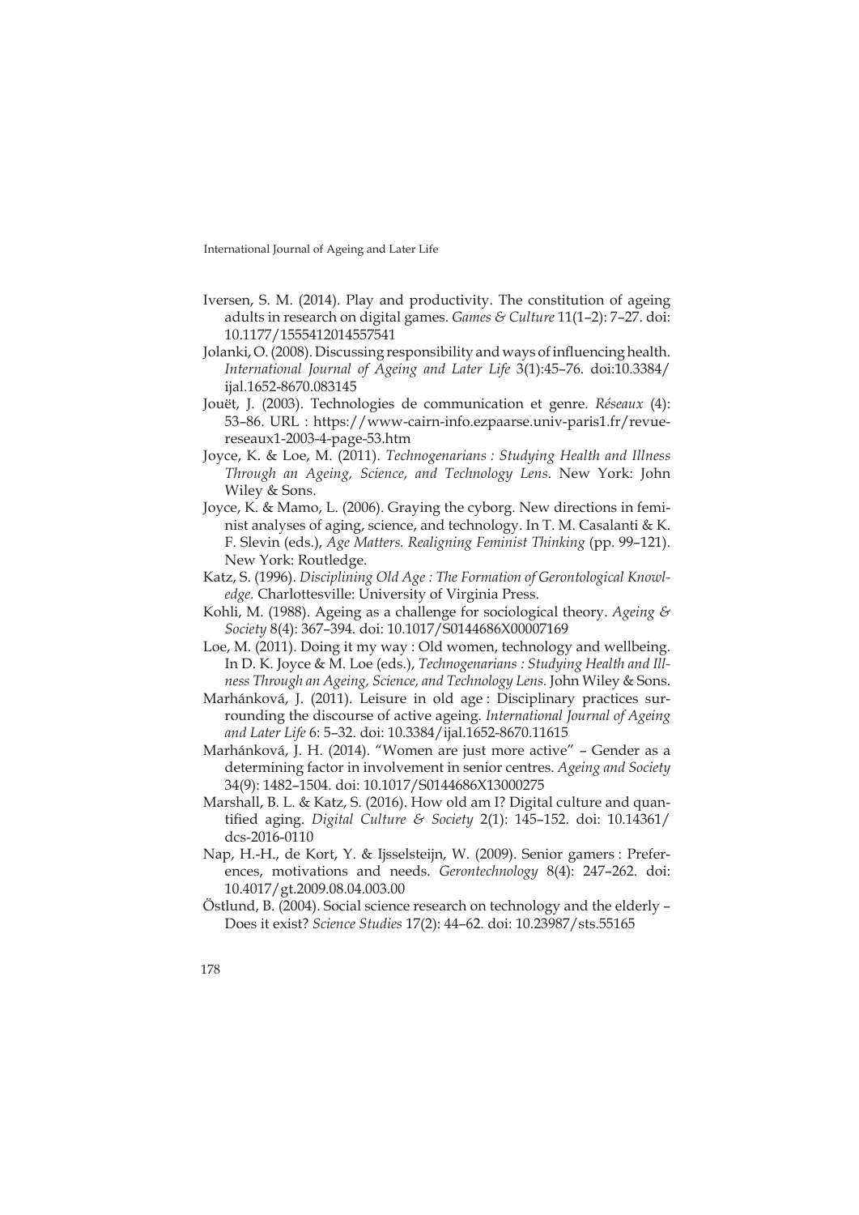Iversen, S. M. (2014). Play and productivity. The constitution of ageing adults in research on digital games. *Games & Culture* 11(1–2): 7–27. doi: 10.1177/1555412014557541

Jolanki, O. (2008). Discussing responsibility and ways of influencing health. *International Journal of Ageing and Later Life* 3(1):45–76. doi:10.3384/ijal.1652-8670.083145

Jouët, J. (2003). Technologies de communication et genre. *Réseaux* (4): 53–86. URL : https://www-cairn-info.ezpaarse.univ-paris1.fr/revue-reseaux1-2003-4-page-53.htm

Joyce, K. & Loe, M. (2011). *Technogenarians : Studying Health and Illness Through an Ageing, Science, and Technology Lens*. New York: John Wiley & Sons.

Joyce, K. & Mamo, L. (2006). Graying the cyborg. New directions in feminist analyses of aging, science, and technology. In T. M. Casalanti & K. F. Slevin (eds.), *Age Matters. Realigning Feminist Thinking* (pp. 99–121). New York: Routledge.

Katz, S. (1996). *Disciplining Old Age : The Formation of Gerontological Knowledge.* Charlottesville: University of Virginia Press.

Kohli, M. (1988). Ageing as a challenge for sociological theory. *Ageing & Society* 8(4): 367–394. doi: 10.1017/S0144686X00007169

Loe, M. (2011). Doing it my way : Old women, technology and wellbeing. In D. K. Joyce & M. Loe (eds.), *Technogenarians : Studying Health and Illness Through an Ageing, Science, and Technology Lens.* John Wiley & Sons.

Marhánková, J. (2011). Leisure in old age : Disciplinary practices surrounding the discourse of active ageing. *International Journal of Ageing and Later Life* 6: 5–32. doi: 10.3384/ijal.1652-8670.11615

Marhánková, J. H. (2014). "Women are just more active" – Gender as a determining factor in involvement in senior centres. *Ageing and Society* 34(9): 1482–1504. doi: 10.1017/S0144686X13000275

Marshall, B. L. & Katz, S. (2016). How old am I? Digital culture and quantified aging. *Digital Culture & Society* 2(1): 145–152. doi: 10.14361/dcs-2016-0110

Nap, H.-H., de Kort, Y. & Ijsselsteijn, W. (2009). Senior gamers : Preferences, motivations and needs. *Gerontechnology* 8(4): 247–262. doi: 10.4017/gt.2009.08.04.003.00

Östlund, B. (2004). Social science research on technology and the elderly – Does it exist? *Science Studies* 17(2): 44–62. doi: 10.23987/sts.55165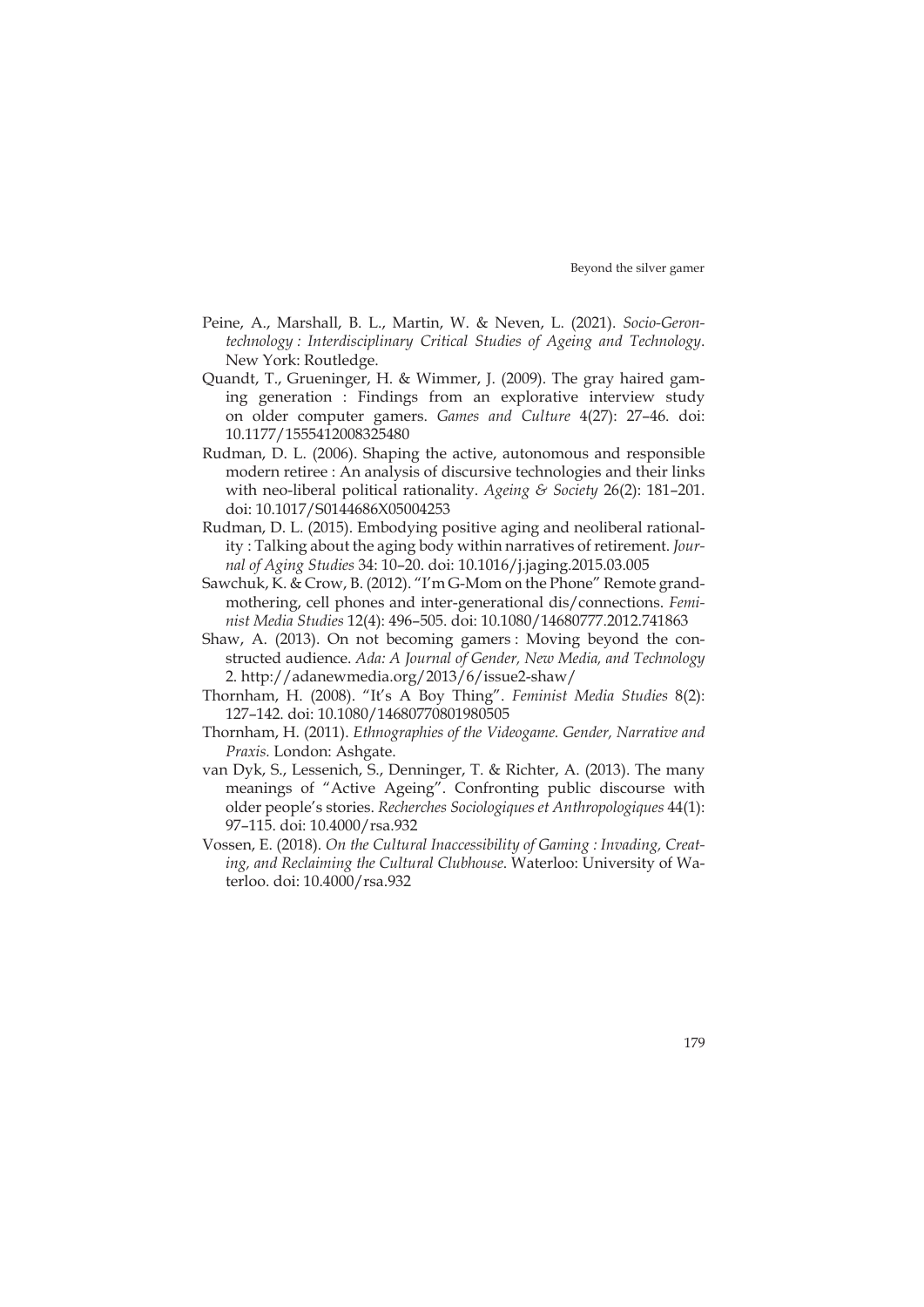Peine, A., Marshall, B. L., Martin, W. & Neven, L. (2021). *Socio-Gerontechnology : Interdisciplinary Critical Studies of Ageing and Technology*. New York: Routledge.

Quandt, T., Grueninger, H. & Wimmer, J. (2009). The gray haired gaming generation : Findings from an explorative interview study on older computer gamers. *Games and Culture* 4(27): 27–46. doi: 10.1177/1555412008325480

Rudman, D. L. (2006). Shaping the active, autonomous and responsible modern retiree : An analysis of discursive technologies and their links with neo-liberal political rationality. *Ageing & Society* 26(2): 181–201. doi: 10.1017/S0144686X05004253

Rudman, D. L. (2015). Embodying positive aging and neoliberal rationality : Talking about the aging body within narratives of retirement. *Journal of Aging Studies* 34: 10–20. doi: 10.1016/j.jaging.2015.03.005

Sawchuk, K. & Crow, B. (2012). "I'm G-Mom on the Phone" Remote grandmothering, cell phones and inter-generational dis/connections. *Feminist Media Studies* 12(4): 496–505. doi: 10.1080/14680777.2012.741863

Shaw, A. (2013). On not becoming gamers : Moving beyond the constructed audience. *Ada: A Journal of Gender, New Media, and Technology* 2. http://adanewmedia.org/2013/6/issue2-shaw/

Thornham, H. (2008). "It's A Boy Thing". *Feminist Media Studies* 8(2): 127–142. doi: 10.1080/14680770801980505

Thornham, H. (2011). *Ethnographies of the Videogame. Gender, Narrative and Praxis.* London: Ashgate.

van Dyk, S., Lessenich, S., Denninger, T. & Richter, A. (2013). The many meanings of "Active Ageing". Confronting public discourse with older people's stories. *Recherches Sociologiques et Anthropologiques* 44(1): 97–115. doi: 10.4000/rsa.932

Vossen, E. (2018). *On the Cultural Inaccessibility of Gaming : Invading, Creating, and Reclaiming the Cultural Clubhouse*. Waterloo: University of Waterloo. doi: 10.4000/rsa.932